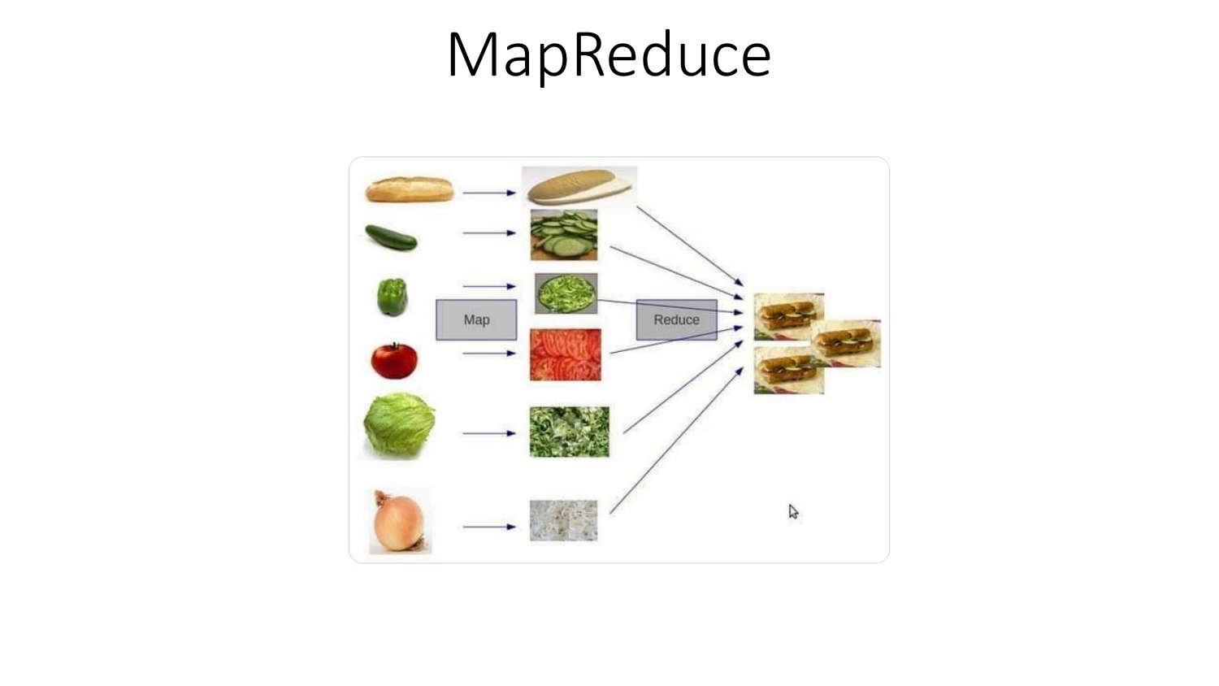# MapReduce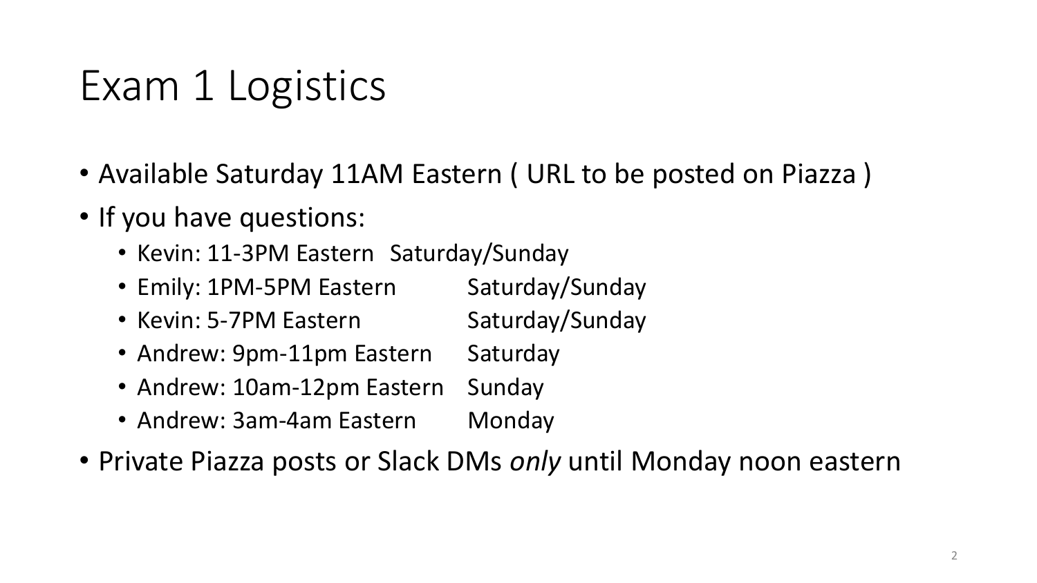# Exam 1 Logistics

- Available Saturday 11AM Eastern ( URL to be posted on Piazza )
- If you have questions:
  - Kevin: 11-3PM Eastern Saturday/Sunday
  - Emily: 1PM-5PM Eastern Saturday/Sunday
  - Kevin: 5-7PM Eastern Saturday/Sunday
  - Andrew: 9pm-11pm Eastern Saturday
  - Andrew: 10am-12pm Eastern Sunday
  - Andrew: 3am-4am Eastern Monday
- Private Piazza posts or Slack DMs *only* until Monday noon eastern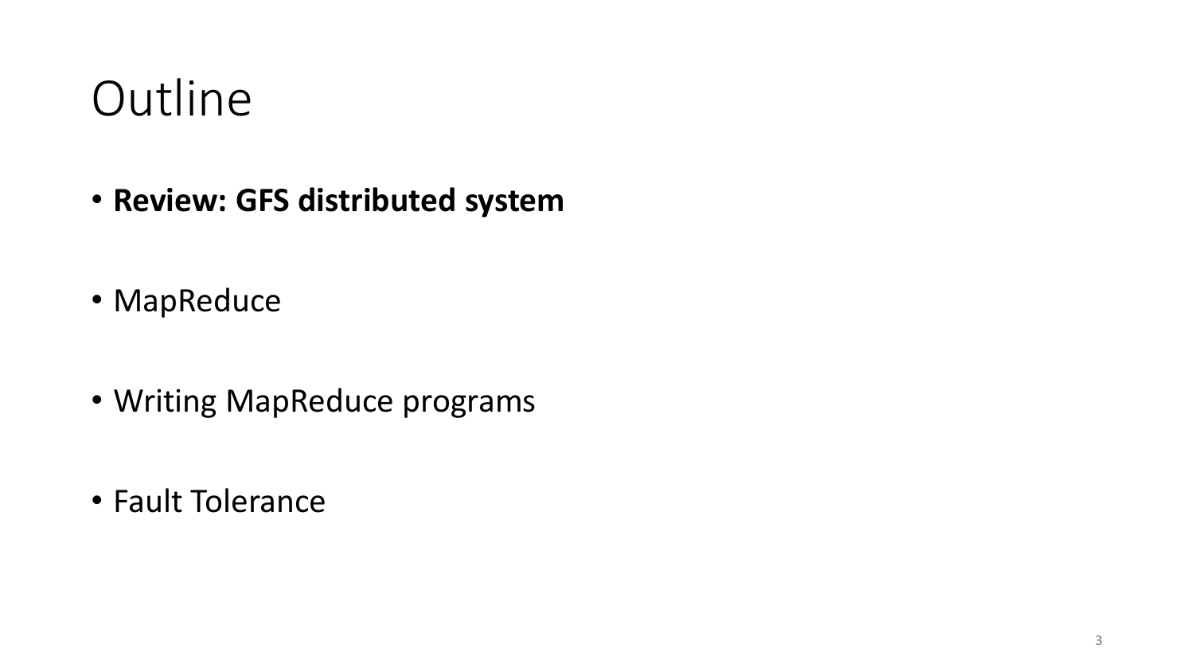# Outline

- **Review: GFS distributed system**
- MapReduce
- Writing MapReduce programs
- Fault Tolerance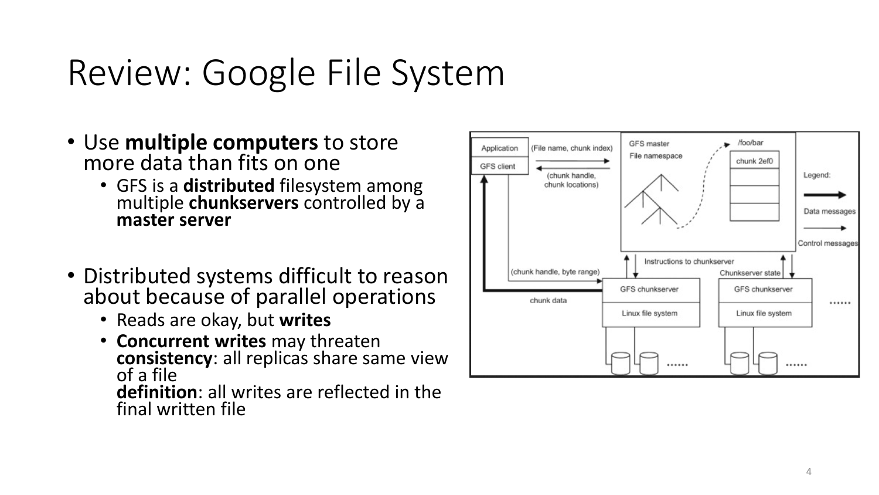# Review: Google File System

- Use **multiple computers** to store more data than fits on one
  - GFS is a **distributed** filesystem among multiple **chunkservers** controlled by a **master server**
- Distributed systems difficult to reason about because of parallel operations
  - Reads are okay, but **writes**
  - **Concurrent writes** may threaten **consistency**: all replicas share same view of a file
    **definition**: all writes are reflected in the final written file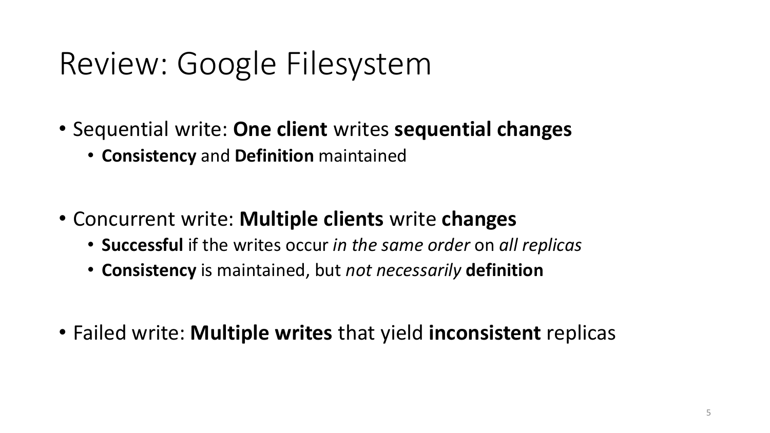# Review: Google Filesystem

- Sequential write: **One client** writes **sequential changes**
  - **Consistency** and **Definition** maintained

- Concurrent write: **Multiple clients** write **changes**
  - **Successful** if the writes occur *in the same order* on *all replicas*
  - **Consistency** is maintained, but *not necessarily* **definition**

- Failed write: **Multiple writes** that yield **inconsistent** replicas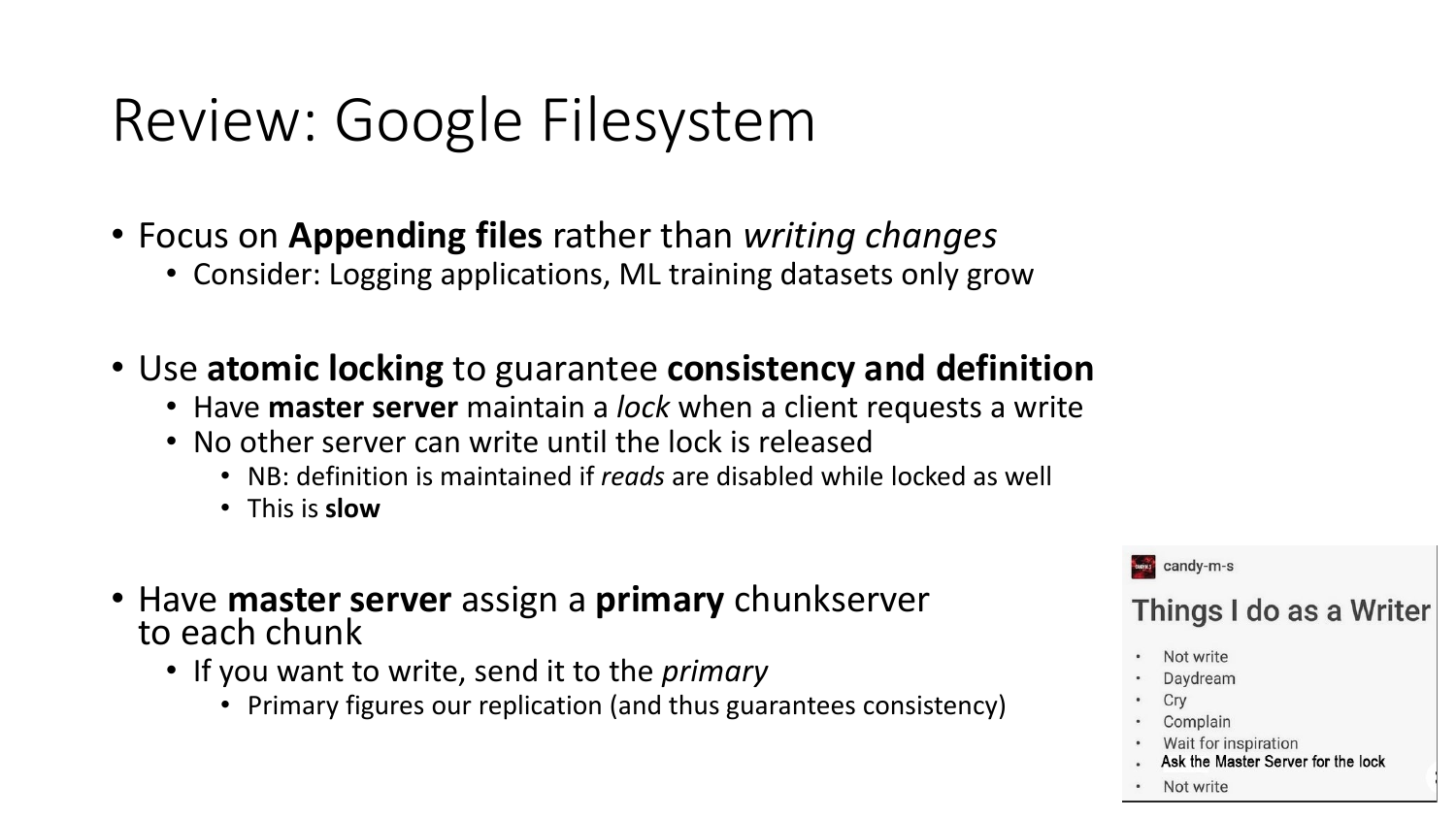# Review: Google Filesystem

- Focus on **Appending files** rather than *writing changes*
  - Consider: Logging applications, ML training datasets only grow

- Use **atomic locking** to guarantee **consistency and definition**
  - Have **master server** maintain a *lock* when a client requests a write
  - No other server can write until the lock is released
    - NB: definition is maintained if *reads* are disabled while locked as well
    - This is **slow**

- Have **master server** assign a **primary** chunkserver to each chunk
  - If you want to write, send it to the *primary*
    - Primary figures our replication (and thus guarantees consistency)

candy-m-s

**Things I do as a Writer**

- Not write
- Daydream
- Cry
- Complain
- Wait for inspiration
- Ask the Master Server for the lock
- Not write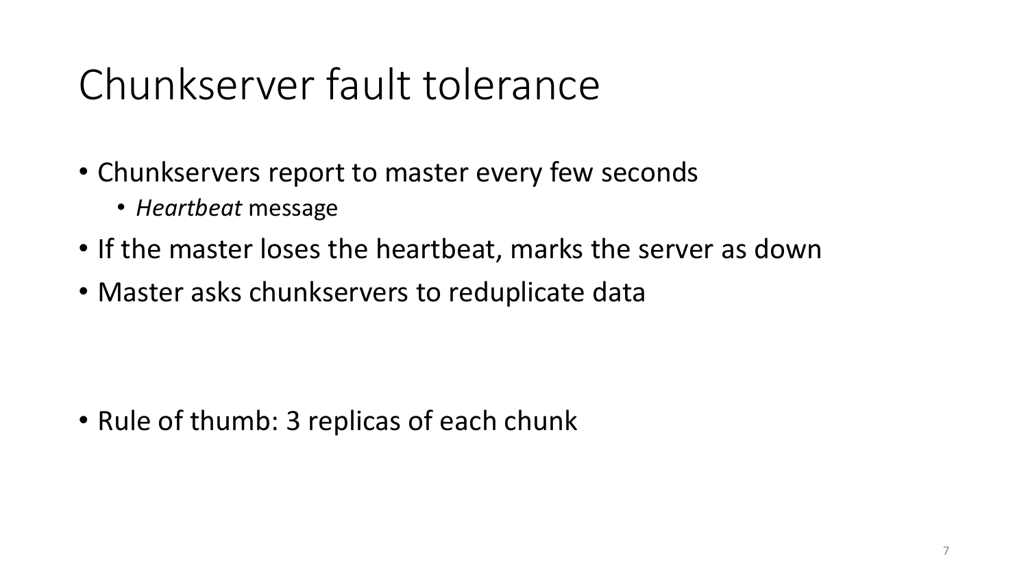# Chunkserver fault tolerance

- Chunkservers report to master every few seconds
  - *Heartbeat* message
- If the master loses the heartbeat, marks the server as down
- Master asks chunkservers to reduplicate data

- Rule of thumb: 3 replicas of each chunk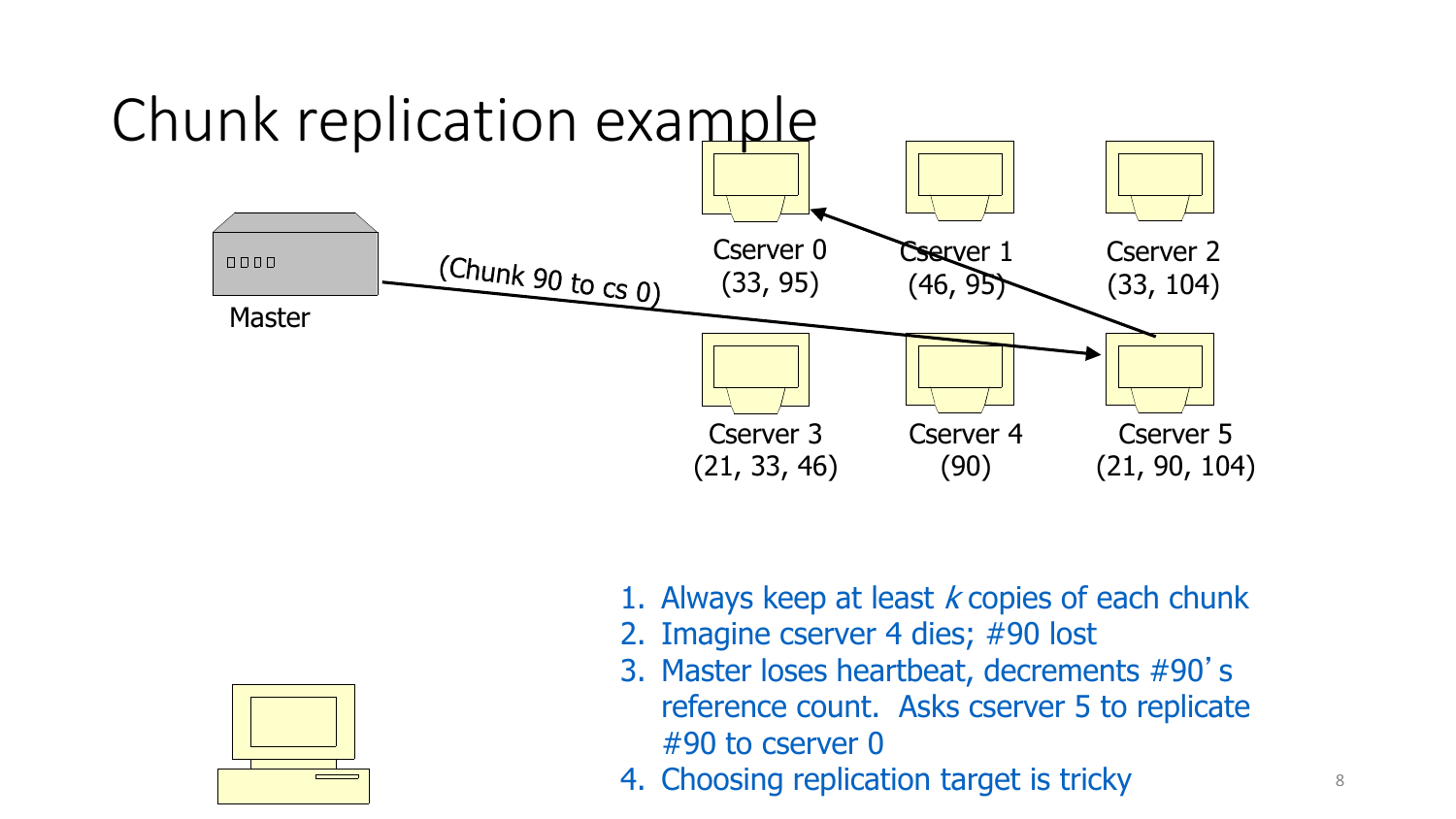# Chunk replication example

Master

(Chunk 90 to cs 0)

Cserver 0
(33, 95)

Cserver 1
(46, 95)

Cserver 2
(33, 104)

Cserver 3
(21, 33, 46)

Cserver 4
(90)

Cserver 5
(21, 90, 104)

1. Always keep at least *k* copies of each chunk
2. Imagine cserver 4 dies; #90 lost
3. Master loses heartbeat, decrements #90's reference count. Asks cserver 5 to replicate #90 to cserver 0
4. Choosing replication target is tricky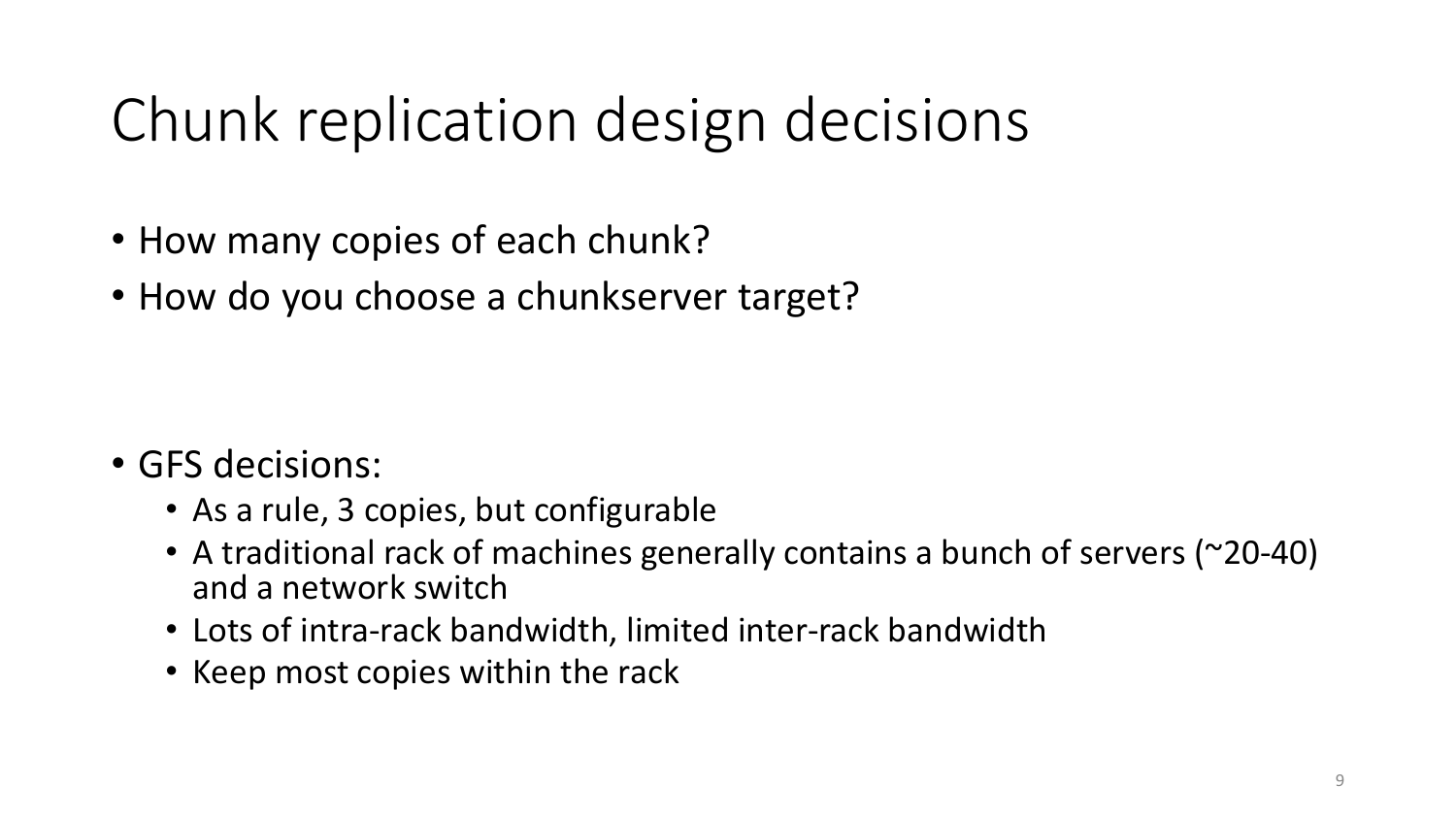# Chunk replication design decisions

- How many copies of each chunk?
- How do you choose a chunkserver target?

- GFS decisions:
  - As a rule, 3 copies, but configurable
  - A traditional rack of machines generally contains a bunch of servers (~20-40) and a network switch
  - Lots of intra-rack bandwidth, limited inter-rack bandwidth
  - Keep most copies within the rack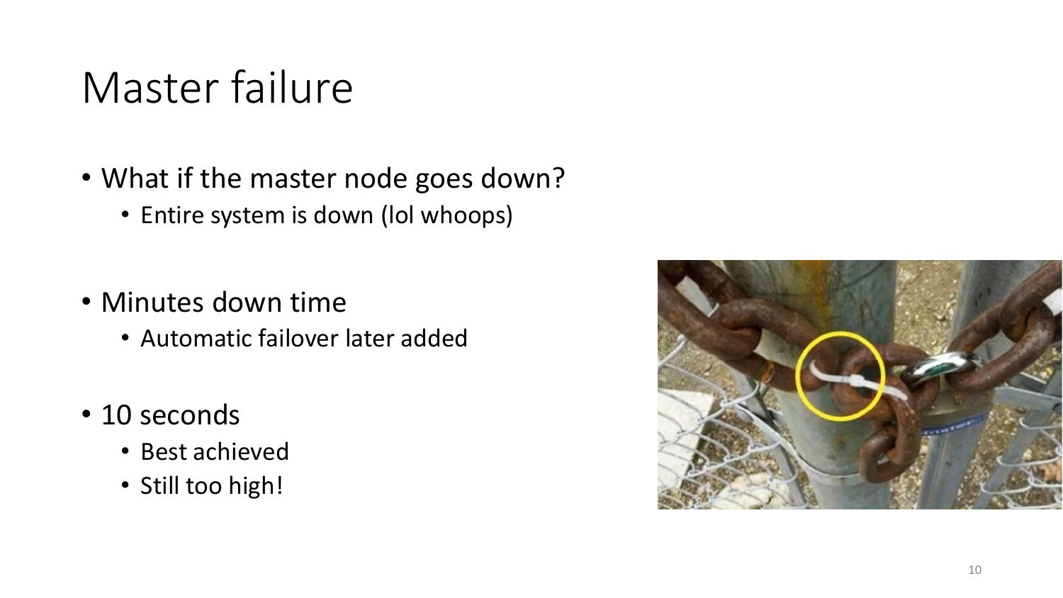# Master failure

- What if the master node goes down?
  - Entire system is down (lol whoops)

- Minutes down time
  - Automatic failover later added

- 10 seconds
  - Best achieved
  - Still too high!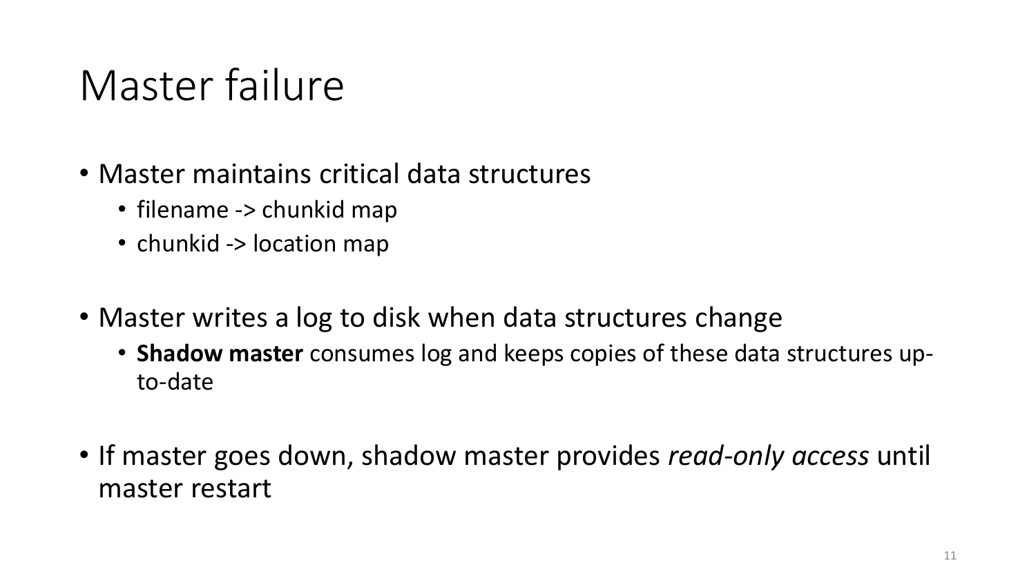# Master failure

- Master maintains critical data structures
  - filename -> chunkid map
  - chunkid -> location map

- Master writes a log to disk when data structures change
  - **Shadow master** consumes log and keeps copies of these data structures up-to-date

- If master goes down, shadow master provides *read-only access* until master restart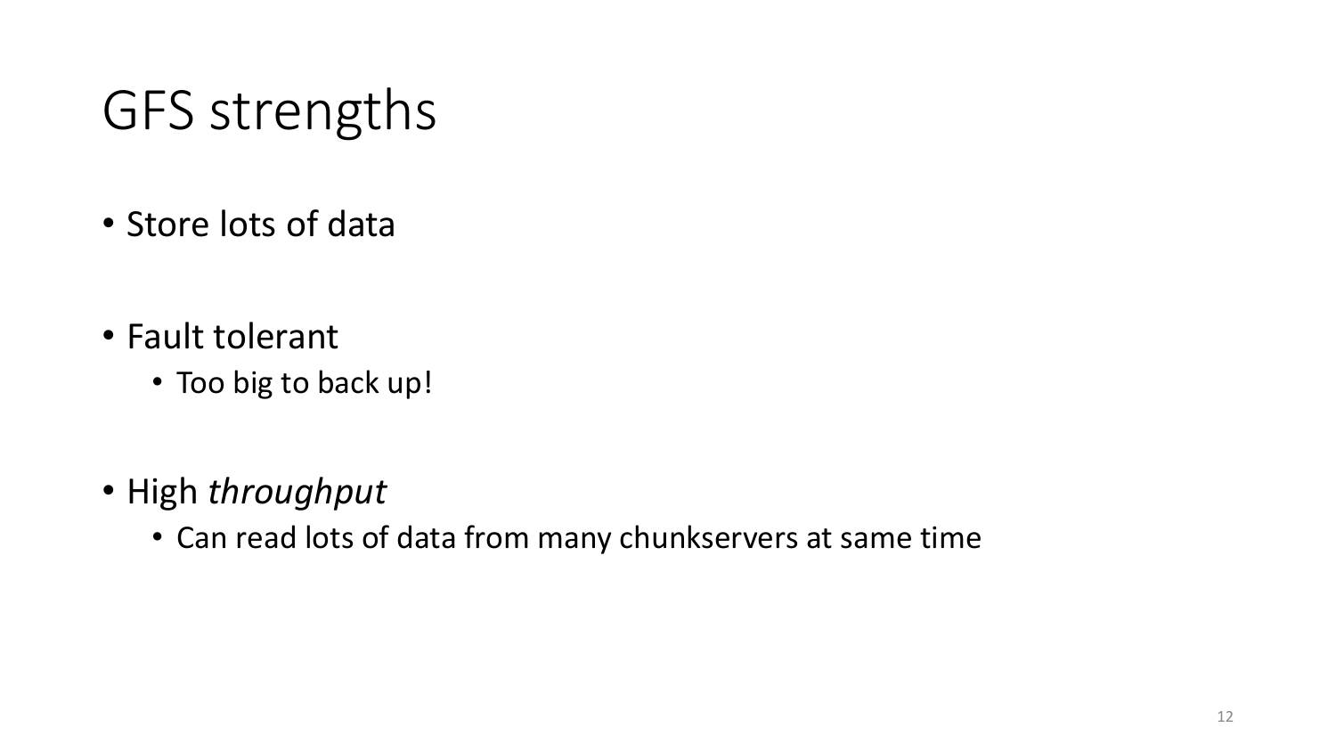# GFS strengths

- Store lots of data
- Fault tolerant
  - Too big to back up!
- High *throughput*
  - Can read lots of data from many chunkservers at same time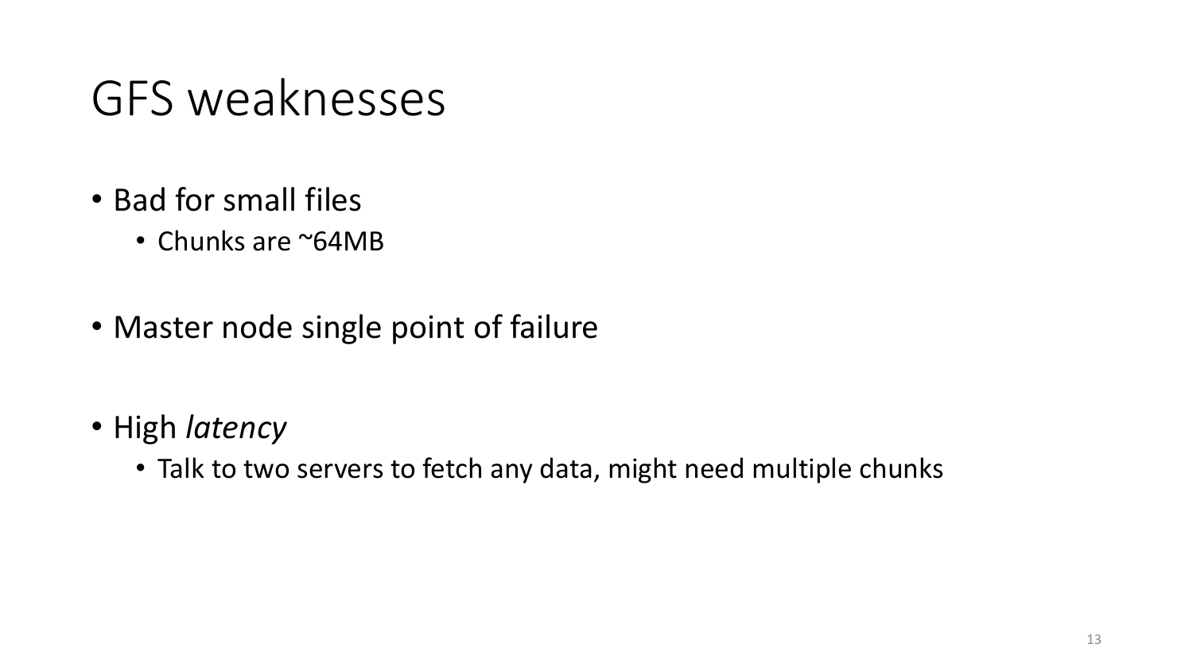# GFS weaknesses

- Bad for small files
  - Chunks are ~64MB
- Master node single point of failure
- High *latency*
  - Talk to two servers to fetch any data, might need multiple chunks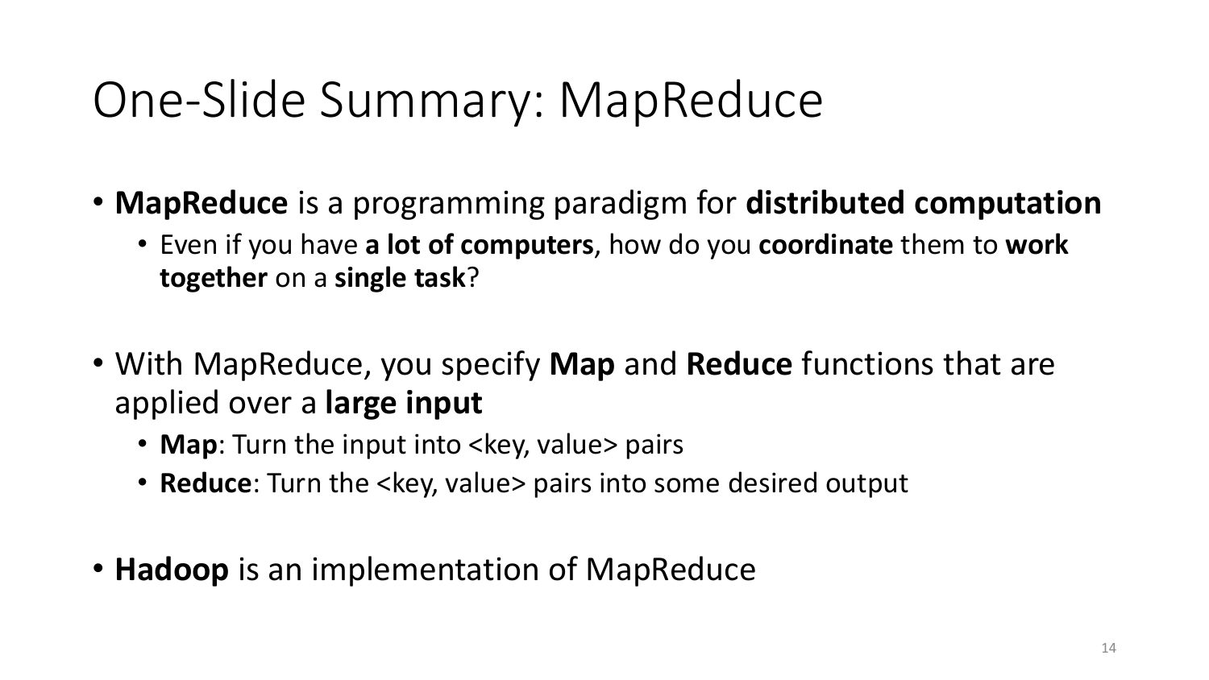# One-Slide Summary: MapReduce

- **MapReduce** is a programming paradigm for **distributed computation**
  - Even if you have **a lot of computers**, how do you **coordinate** them to **work together** on a **single task**?
- With MapReduce, you specify **Map** and **Reduce** functions that are applied over a **large input**
  - **Map**: Turn the input into <key, value> pairs
  - **Reduce**: Turn the <key, value> pairs into some desired output
- **Hadoop** is an implementation of MapReduce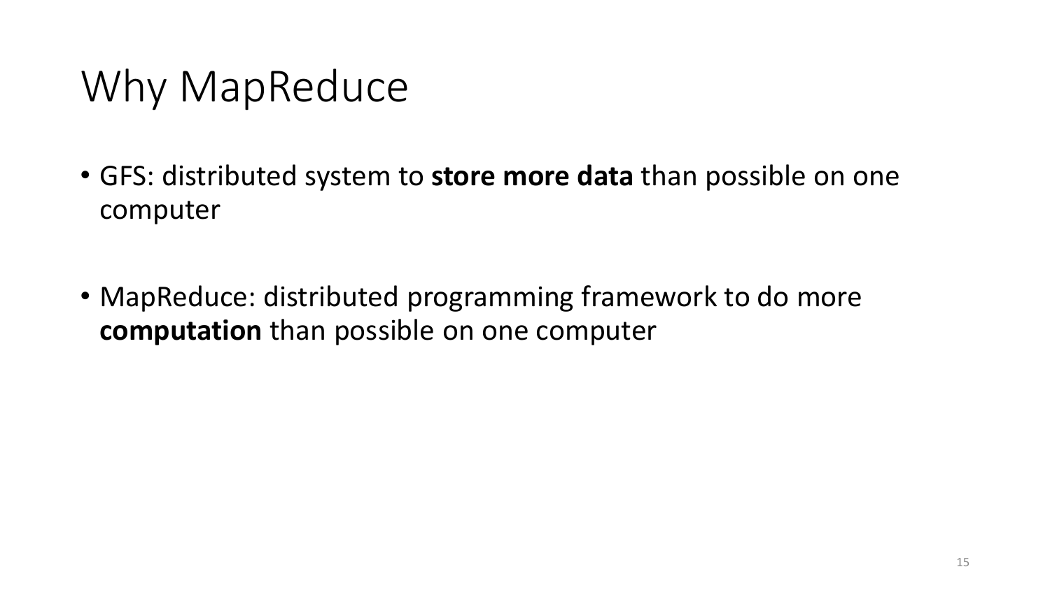# Why MapReduce

- GFS: distributed system to **store more data** than possible on one computer

- MapReduce: distributed programming framework to do more **computation** than possible on one computer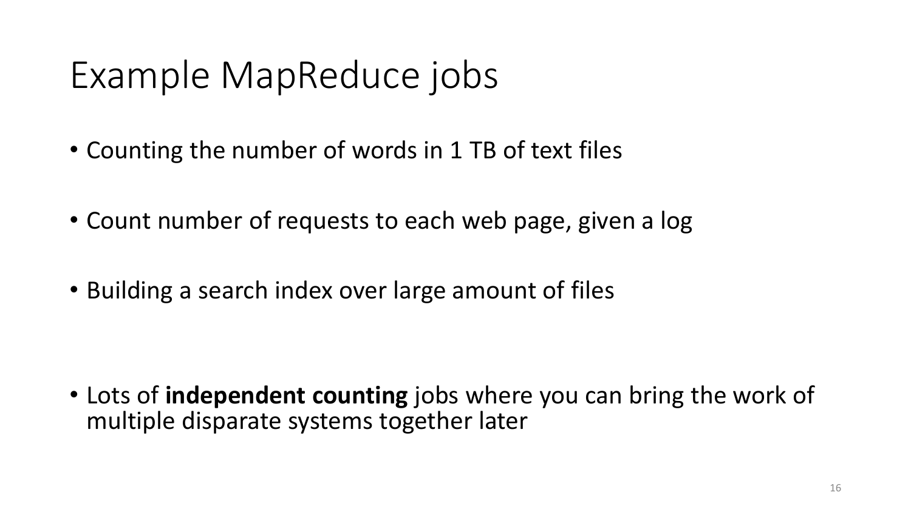# Example MapReduce jobs

- Counting the number of words in 1 TB of text files
- Count number of requests to each web page, given a log
- Building a search index over large amount of files

- Lots of **independent counting** jobs where you can bring the work of multiple disparate systems together later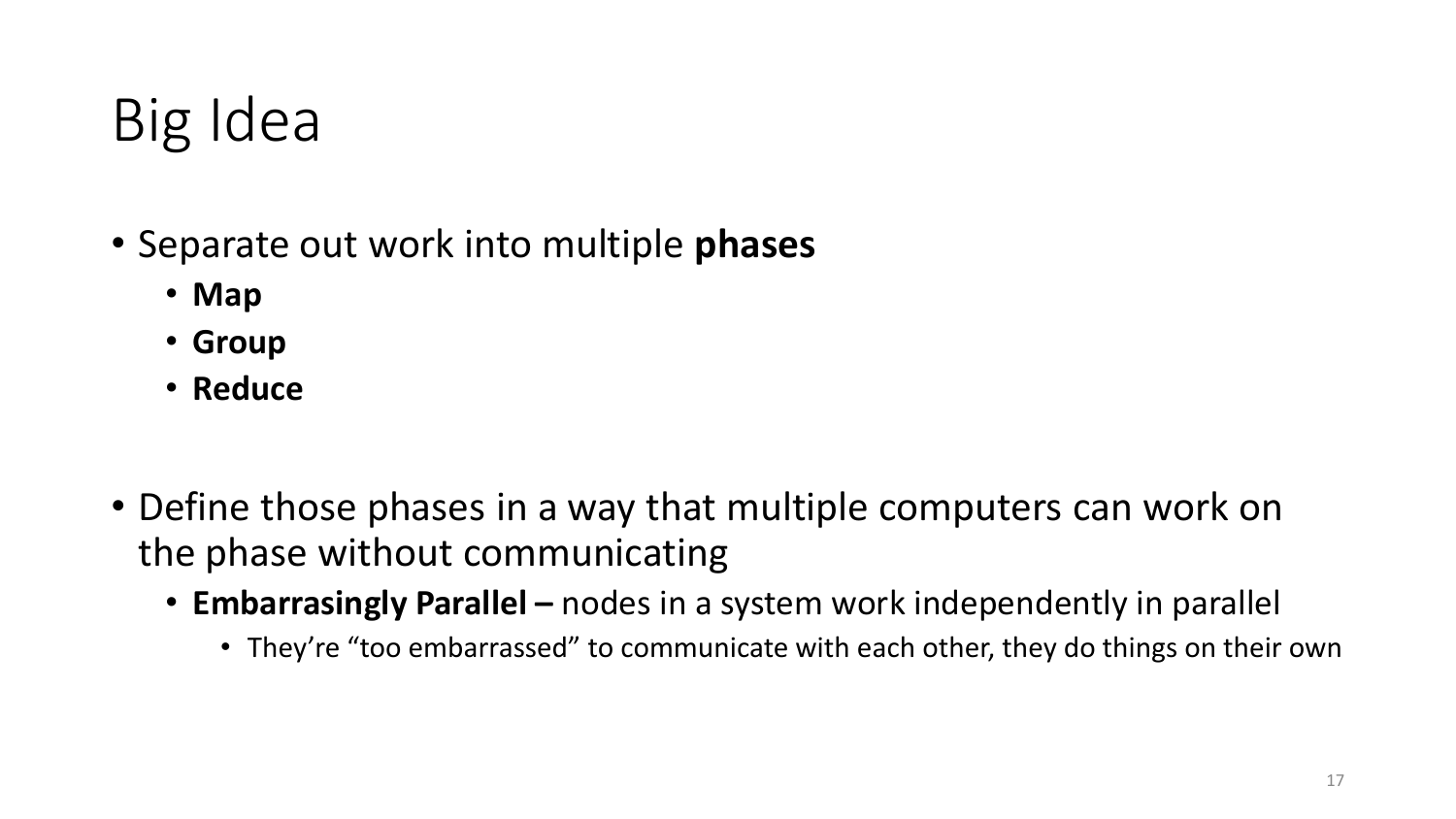# Big Idea

- Separate out work into multiple **phases**
  - **Map**
  - **Group**
  - **Reduce**

- Define those phases in a way that multiple computers can work on the phase without communicating
  - **Embarrasingly Parallel –** nodes in a system work independently in parallel
    - They're "too embarrassed" to communicate with each other, they do things on their own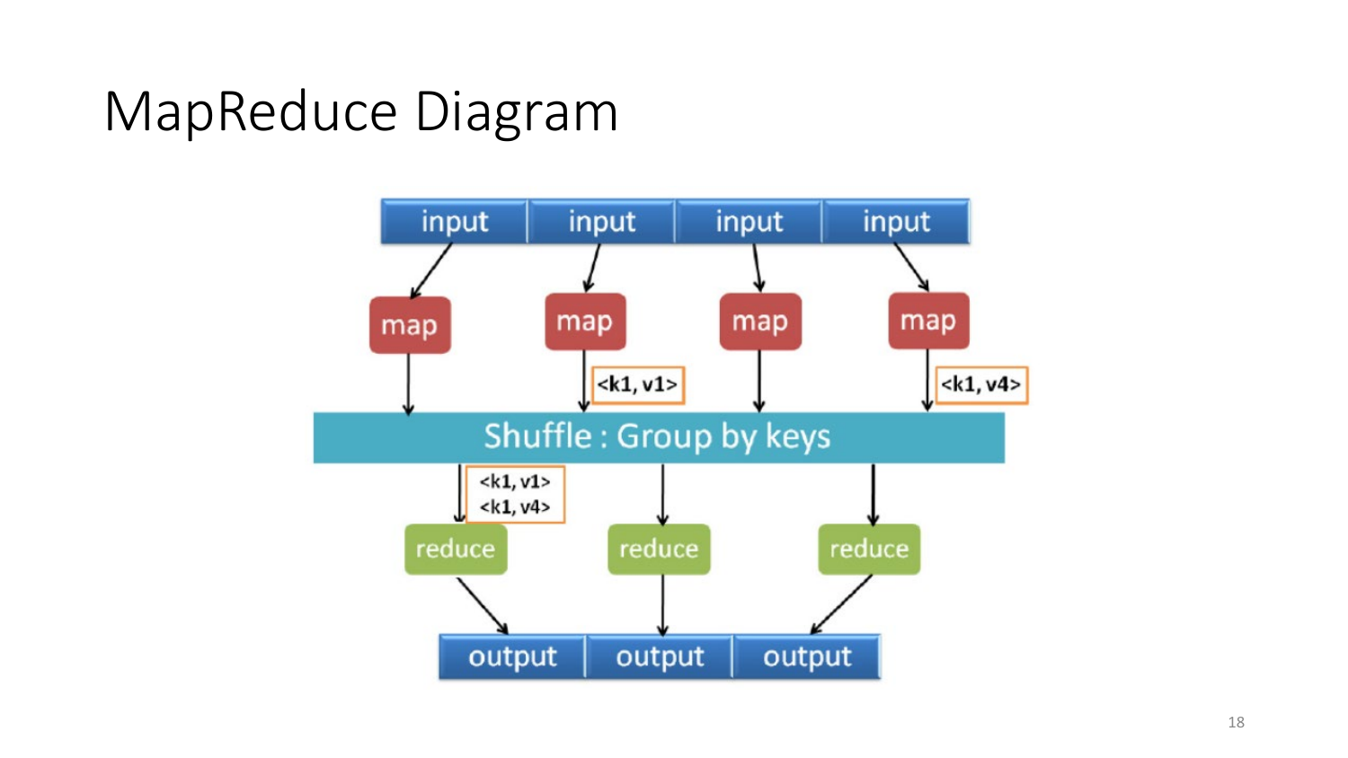# MapReduce Diagram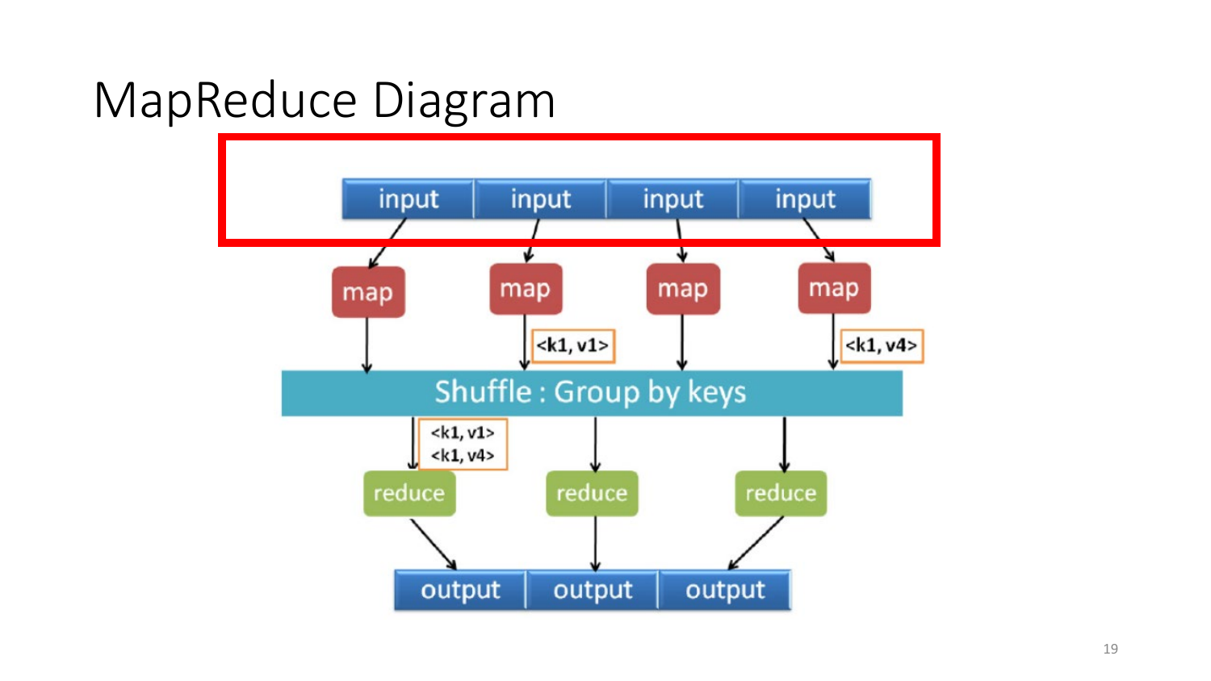# MapReduce Diagram

input input input input

map map map map

<k1, v1> <k1, v4>

Shuffle : Group by keys

<k1, v1>
<k1, v4>

reduce reduce reduce

output output output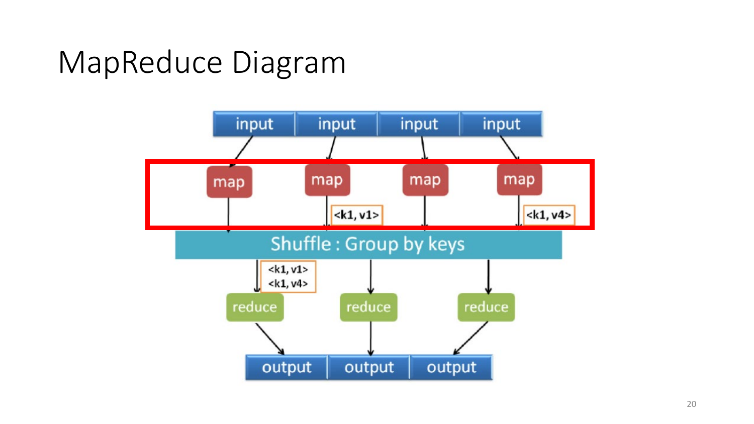# MapReduce Diagram

input | input | input | input

map | map | map | map

<k1, v1> <k1, v4>

Shuffle : Group by keys

<k1, v1>
<k1, v4>

reduce | reduce | reduce

output | output | output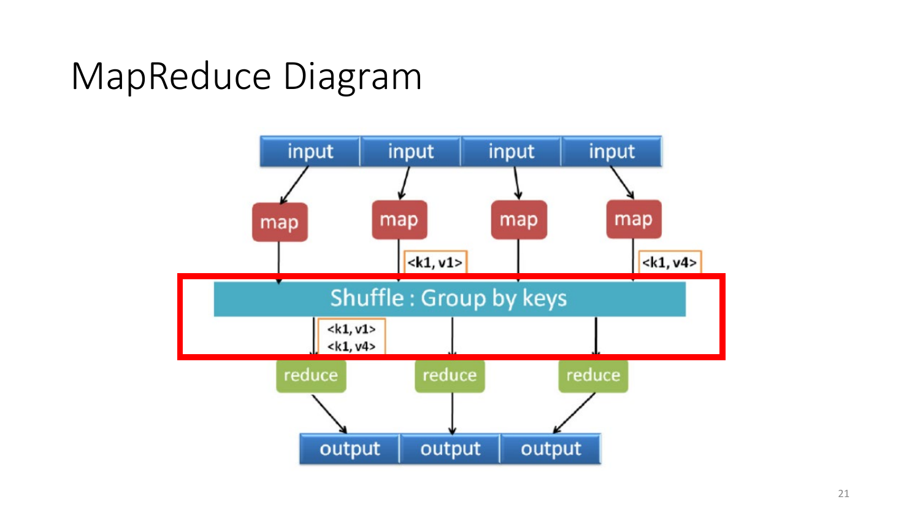# MapReduce Diagram

input | input | input | input

map | map | map | map

<k1, v1>   <k1, v4>

Shuffle : Group by keys

<k1, v1>
<k1, v4>

reduce | reduce | reduce

output | output | output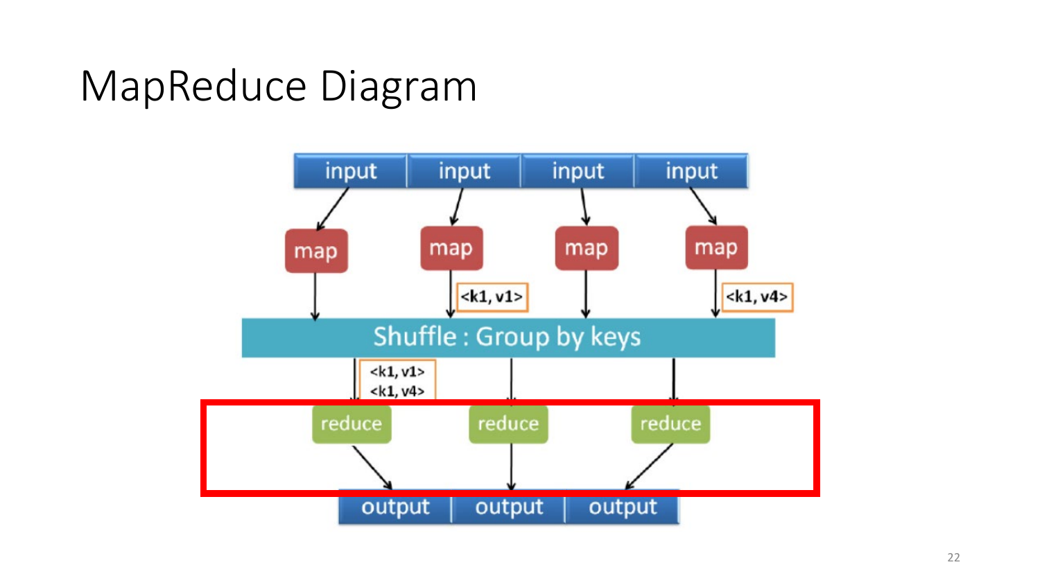# MapReduce Diagram

input | input | input | input

map → map → <k1, v1> → map → map → <k1, v4>

Shuffle : Group by keys

<k1, v1>
<k1, v4>

reduce | reduce | reduce

output | output | output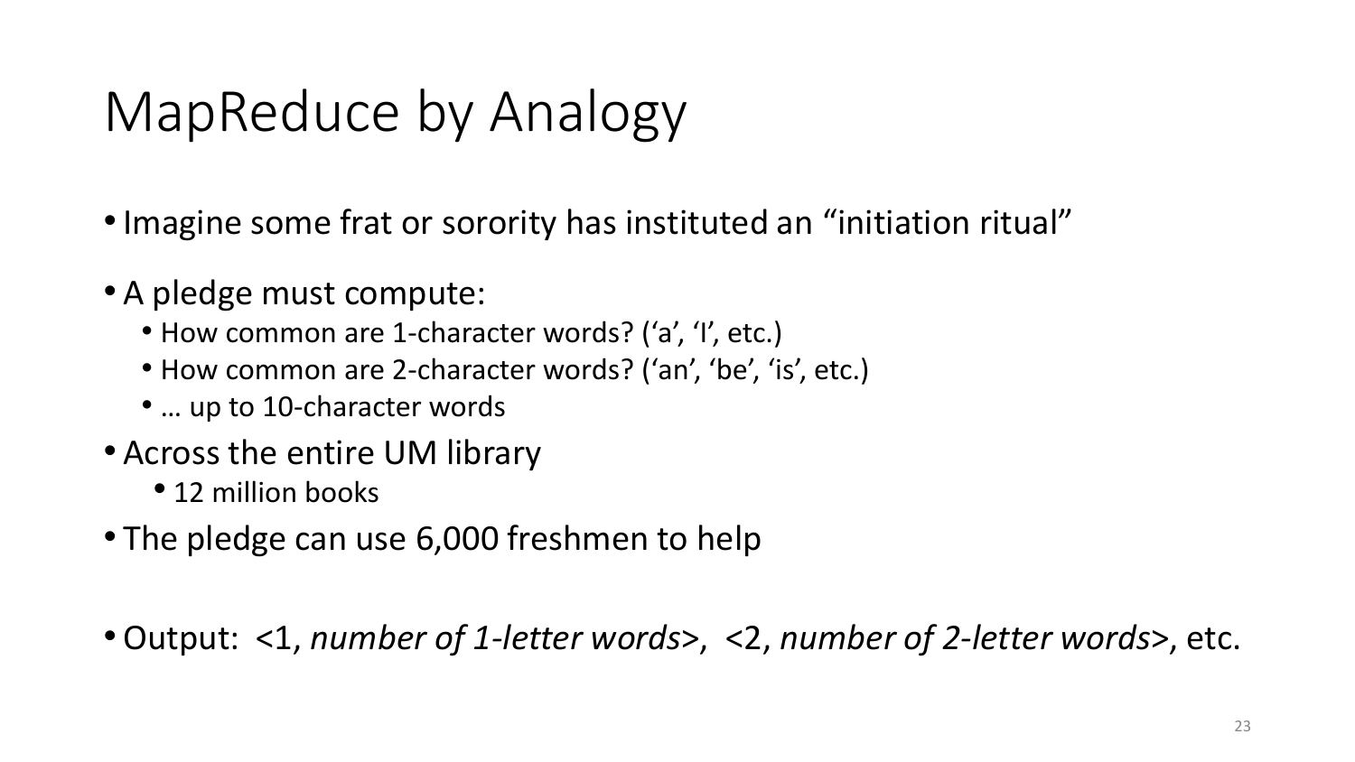# MapReduce by Analogy

- Imagine some frat or sorority has instituted an "initiation ritual"
- A pledge must compute:
  - How common are 1-character words? ('a', 'I', etc.)
  - How common are 2-character words? ('an', 'be', 'is', etc.)
  - … up to 10-character words
- Across the entire UM library
  - 12 million books
- The pledge can use 6,000 freshmen to help
- Output: <1, *number of 1-letter words*>, <2, *number of 2-letter words*>, etc.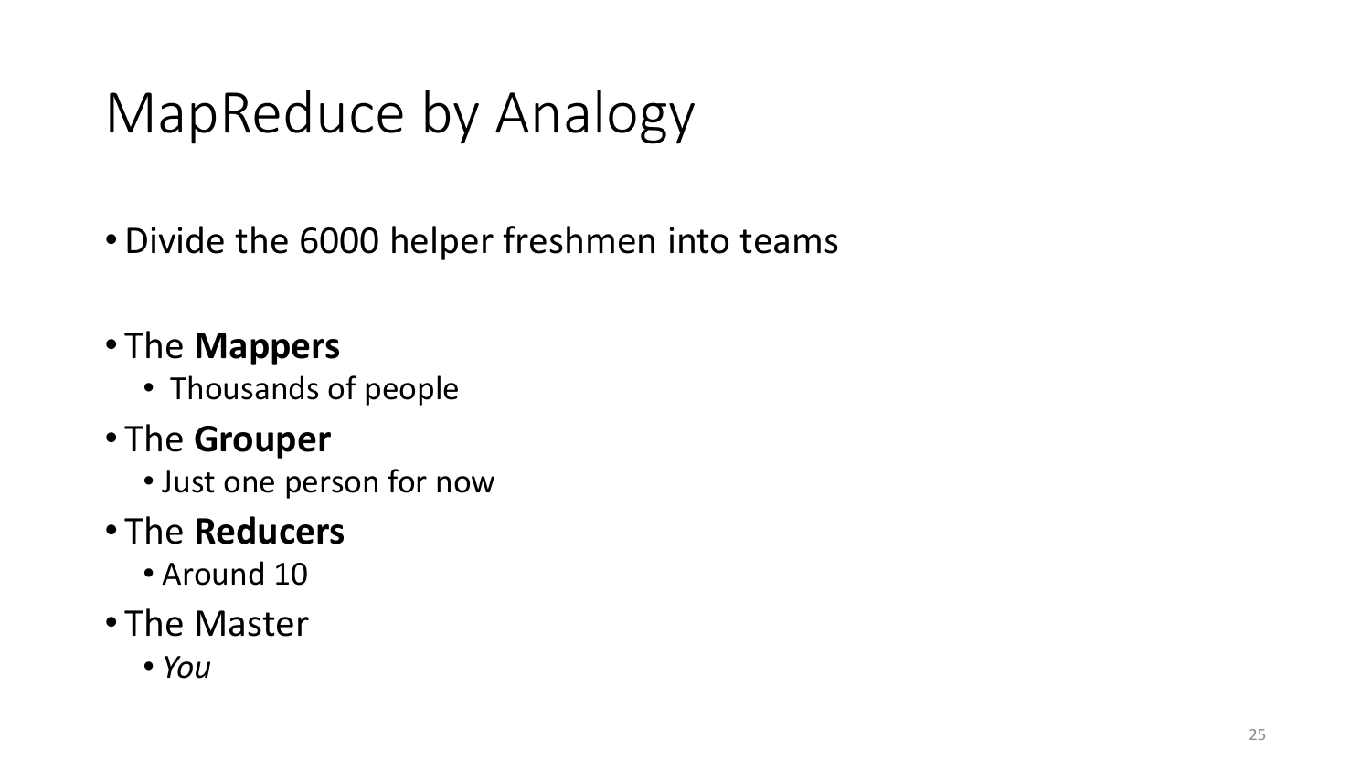# MapReduce by Analogy

- Divide the 6000 helper freshmen into teams

- The **Mappers**
  - Thousands of people
- The **Grouper**
  - Just one person for now
- The **Reducers**
  - Around 10
- The Master
  - *You*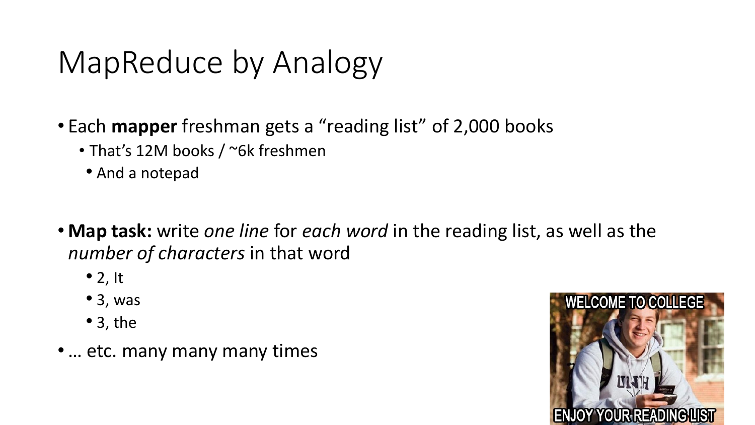# MapReduce by Analogy

- Each **mapper** freshman gets a "reading list" of 2,000 books
  - That's 12M books / ~6k freshmen
    - And a notepad
- **Map task:** write *one line* for *each word* in the reading list, as well as the *number of characters* in that word
  - 2, It
  - 3, was
  - 3, the
- … etc. many many many times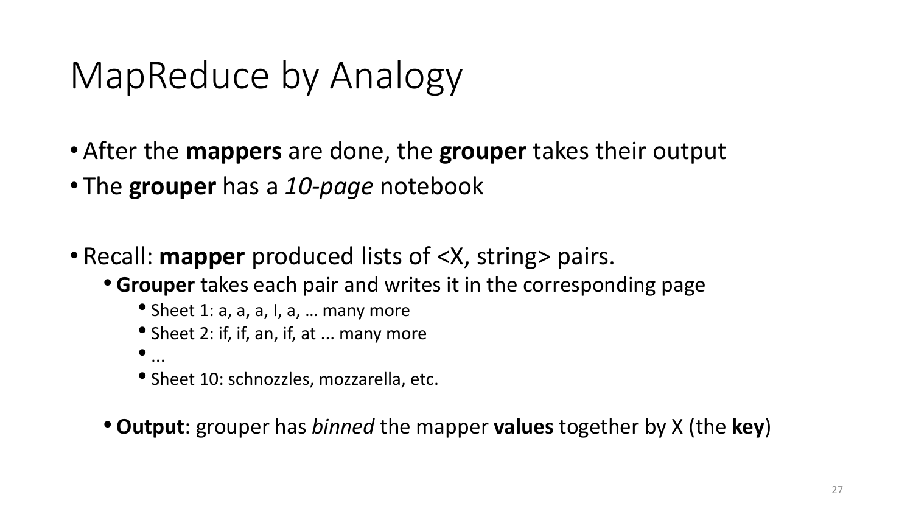# MapReduce by Analogy

- After the **mappers** are done, the **grouper** takes their output
- The **grouper** has a *10-page* notebook

- Recall: **mapper** produced lists of <X, string> pairs.
  - **Grouper** takes each pair and writes it in the corresponding page
    - Sheet 1: a, a, a, I, a, … many more
    - Sheet 2: if, if, an, if, at ... many more
    - ...
    - Sheet 10: schnozzles, mozzarella, etc.

  - **Output**: grouper has *binned* the mapper **values** together by X (the **key**)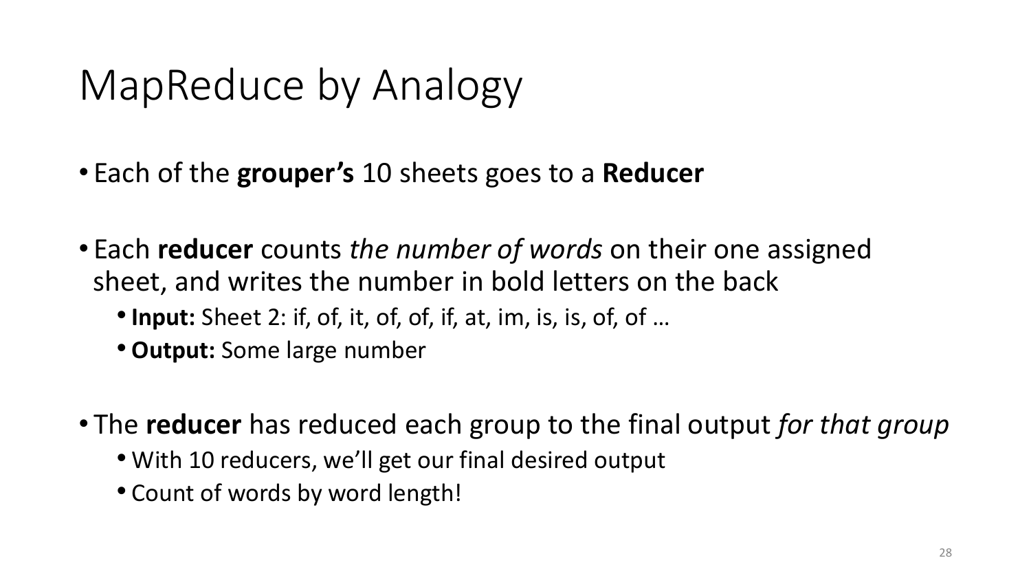# MapReduce by Analogy

- Each of the **grouper's** 10 sheets goes to a **Reducer**
- Each **reducer** counts *the number of words* on their one assigned sheet, and writes the number in bold letters on the back
  - **Input:** Sheet 2: if, of, it, of, of, if, at, im, is, is, of, of …
  - **Output:** Some large number
- The **reducer** has reduced each group to the final output *for that group*
  - With 10 reducers, we'll get our final desired output
  - Count of words by word length!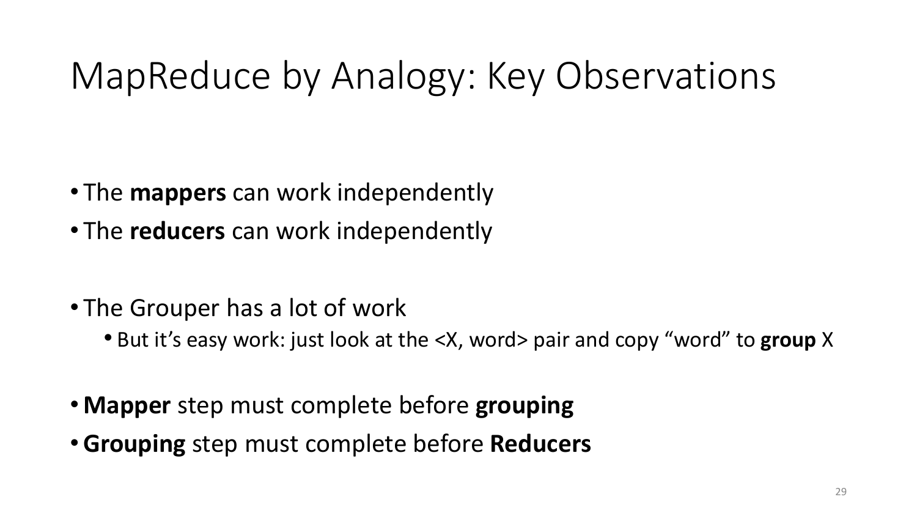# MapReduce by Analogy: Key Observations

- The **mappers** can work independently
- The **reducers** can work independently

- The Grouper has a lot of work
  - But it's easy work: just look at the <X, word> pair and copy "word" to **group** X

- **Mapper** step must complete before **grouping**
- **Grouping** step must complete before **Reducers**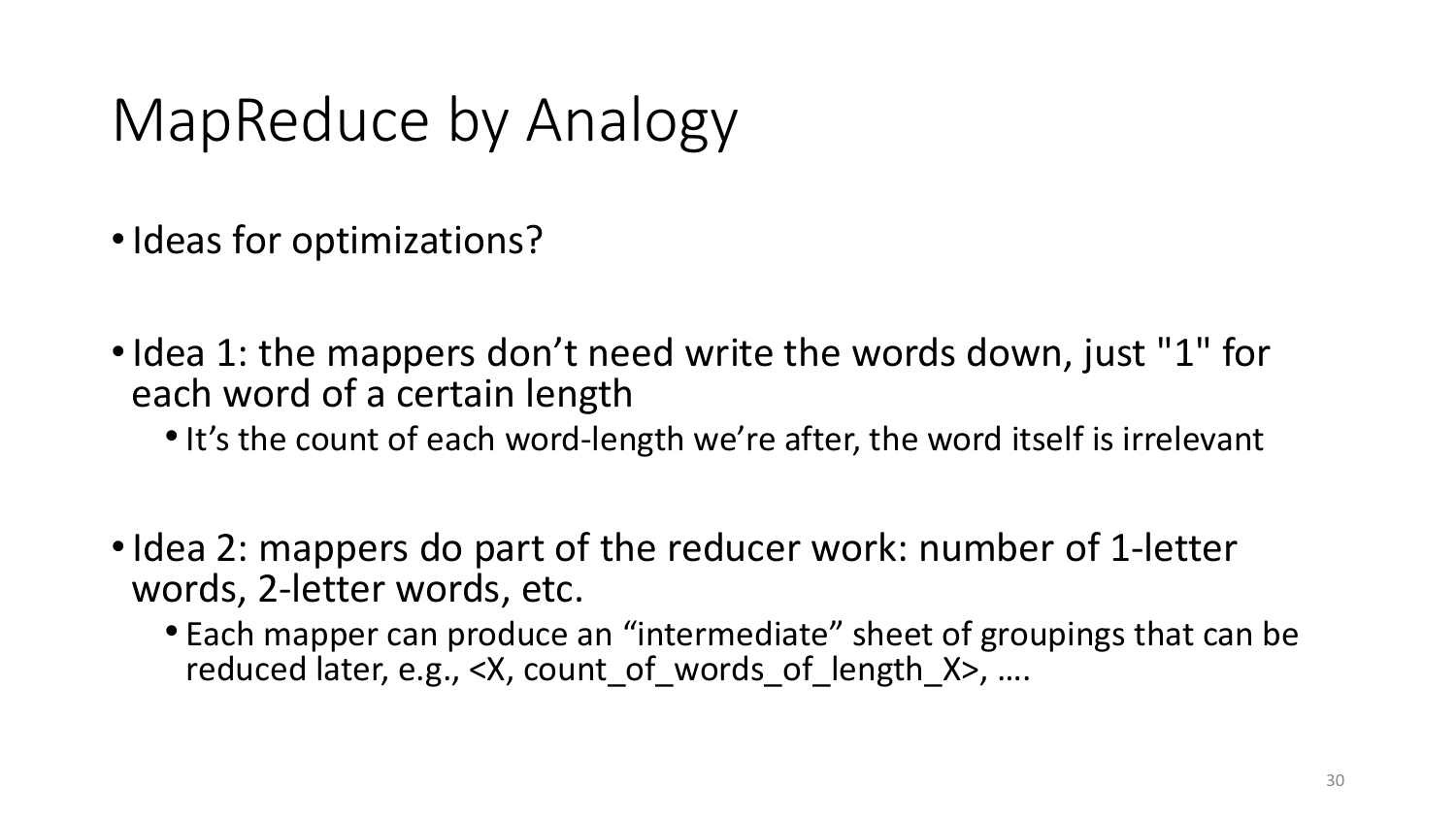# MapReduce by Analogy

- Ideas for optimizations?

- Idea 1: the mappers don't need write the words down, just "1" for each word of a certain length
  - It's the count of each word-length we're after, the word itself is irrelevant

- Idea 2: mappers do part of the reducer work: number of 1-letter words, 2-letter words, etc.
  - Each mapper can produce an "intermediate" sheet of groupings that can be reduced later, e.g., <X, count_of_words_of_length_X>, ….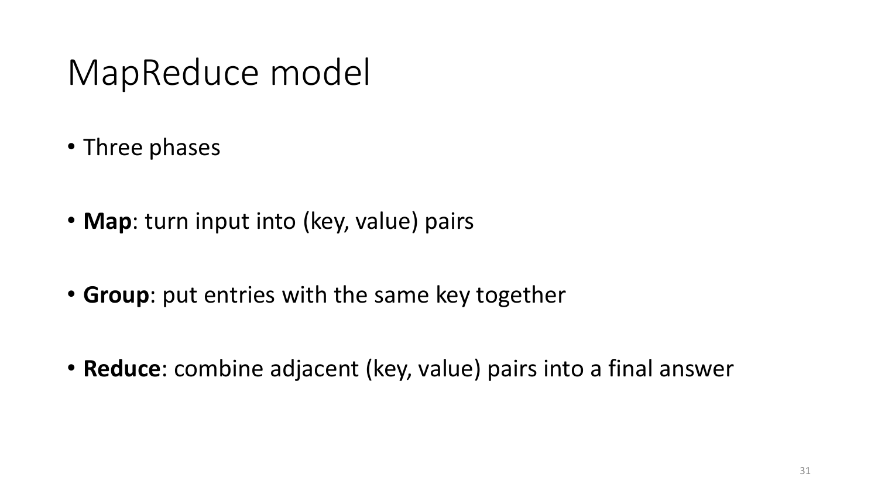# MapReduce model

- Three phases
- **Map**: turn input into (key, value) pairs
- **Group**: put entries with the same key together
- **Reduce**: combine adjacent (key, value) pairs into a final answer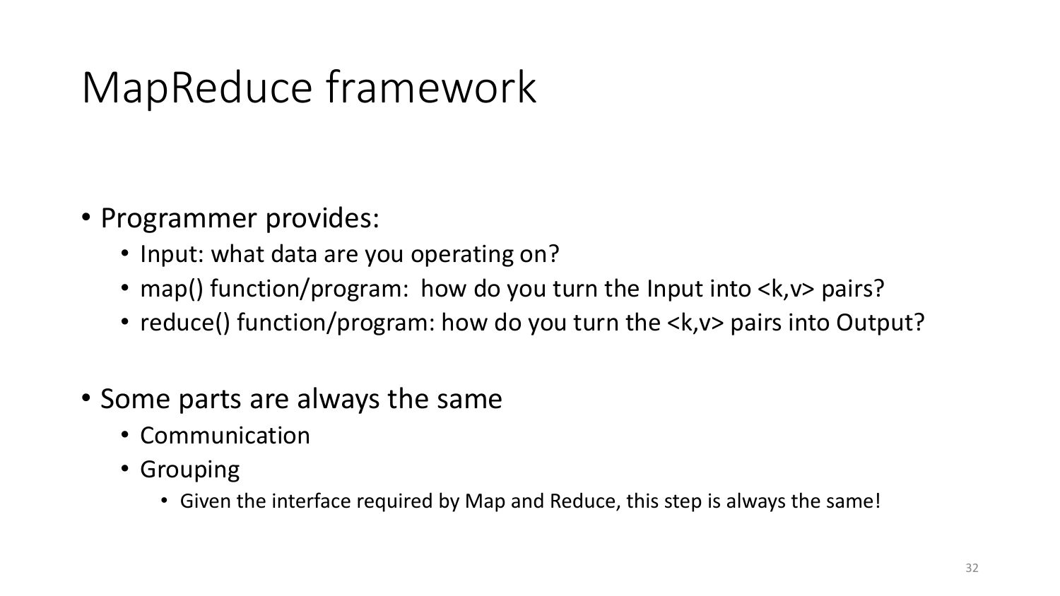# MapReduce framework

- Programmer provides:
  - Input: what data are you operating on?
  - map() function/program: how do you turn the Input into <k,v> pairs?
  - reduce() function/program: how do you turn the <k,v> pairs into Output?

- Some parts are always the same
  - Communication
  - Grouping
    - Given the interface required by Map and Reduce, this step is always the same!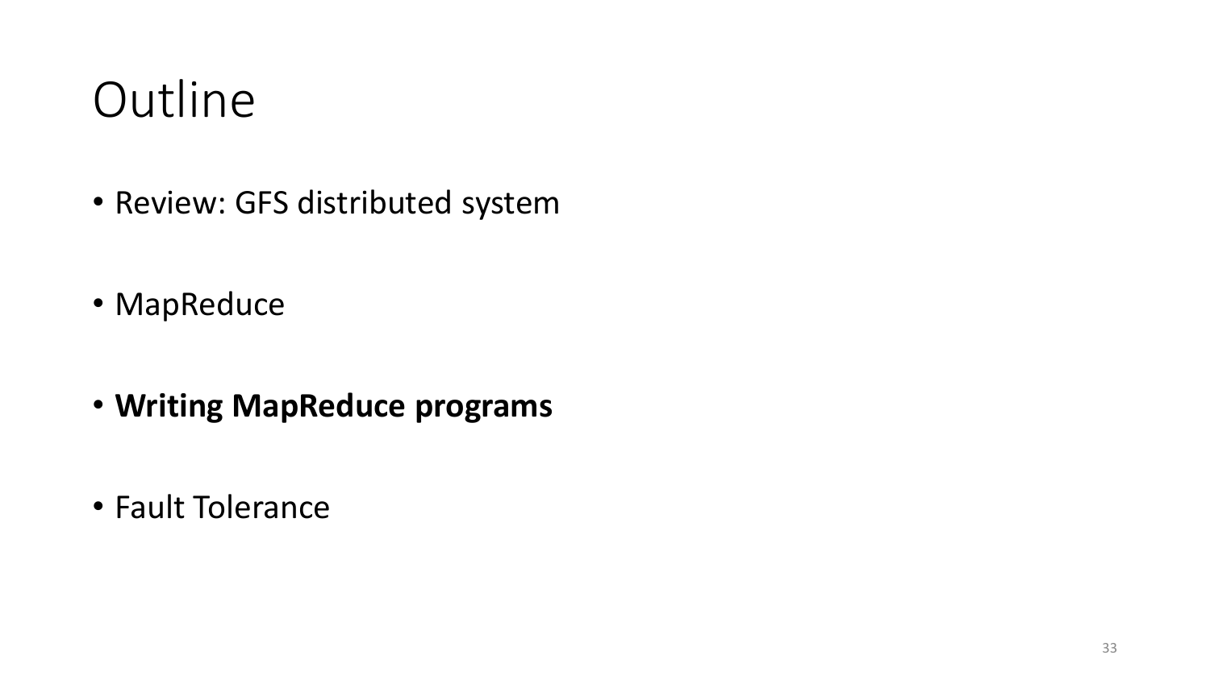# Outline

- Review: GFS distributed system
- MapReduce
- **Writing MapReduce programs**
- Fault Tolerance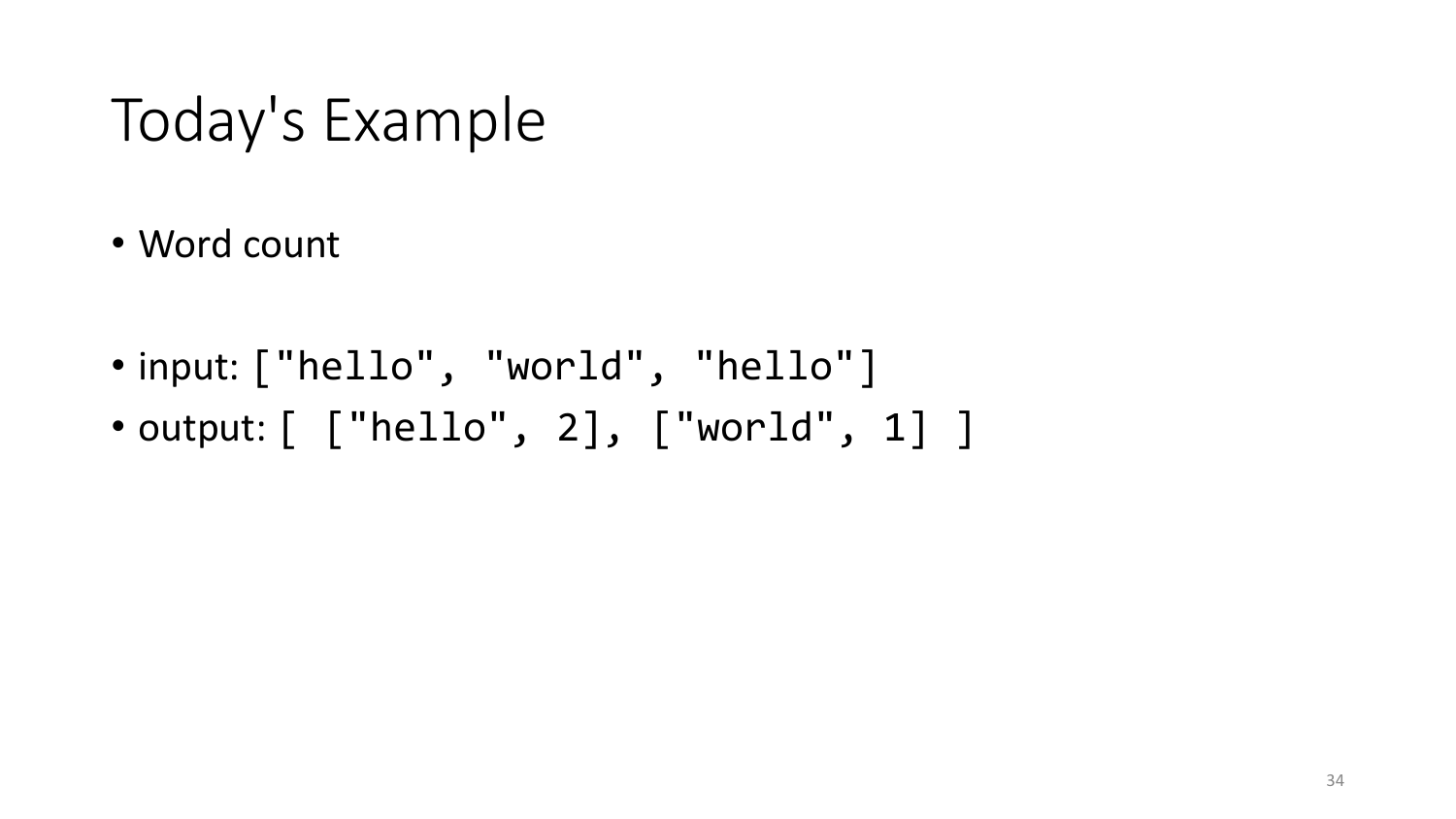# Today's Example

- Word count

- input: `["hello", "world", "hello"]`
- output: `[ ["hello", 2], ["world", 1] ]`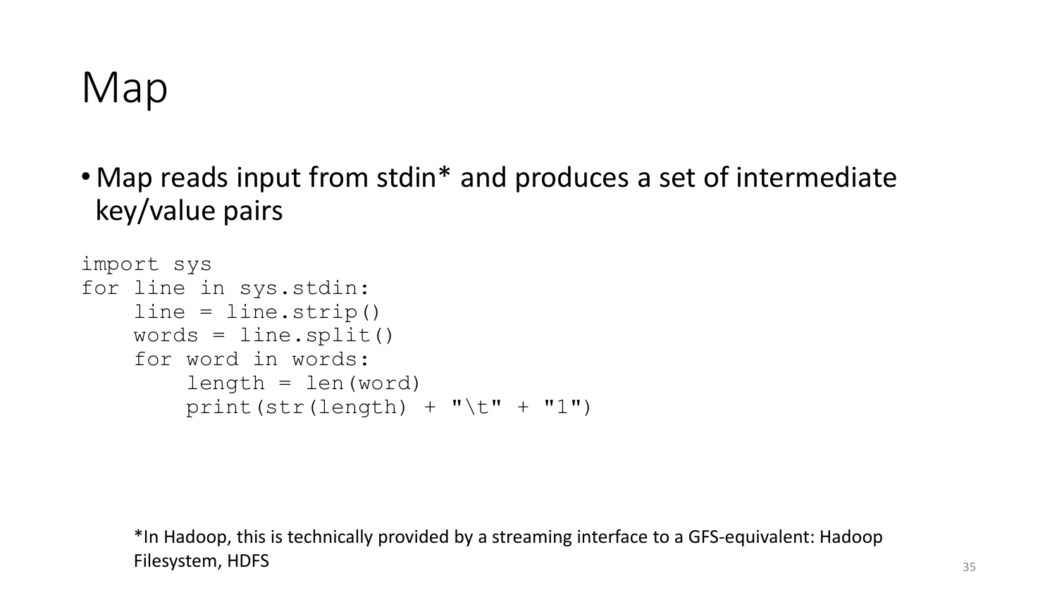# Map

- Map reads input from stdin* and produces a set of intermediate key/value pairs

```
import sys
for line in sys.stdin:
    line = line.strip()
    words = line.split()
    for word in words:
        length = len(word)
        print(str(length) + "\t" + "1")
```

*In Hadoop, this is technically provided by a streaming interface to a GFS-equivalent: Hadoop Filesystem, HDFS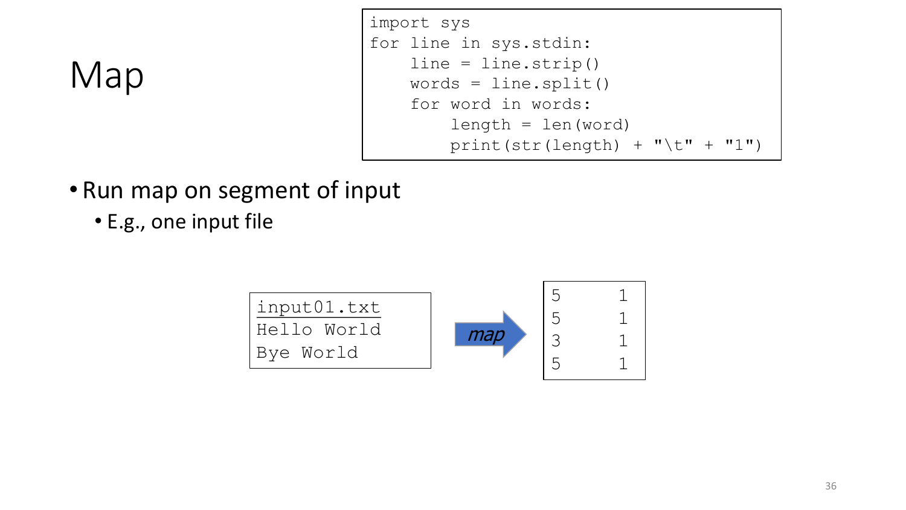# Map

```python
import sys
for line in sys.stdin:
    line = line.strip()
    words = line.split()
    for word in words:
        length = len(word)
        print(str(length) + "\t" + "1")
```

- Run map on segment of input
  - E.g., one input file

```
input01.txt
Hello World
Bye World
```

*map* →

```
5	1
5	1
3	1
5	1
```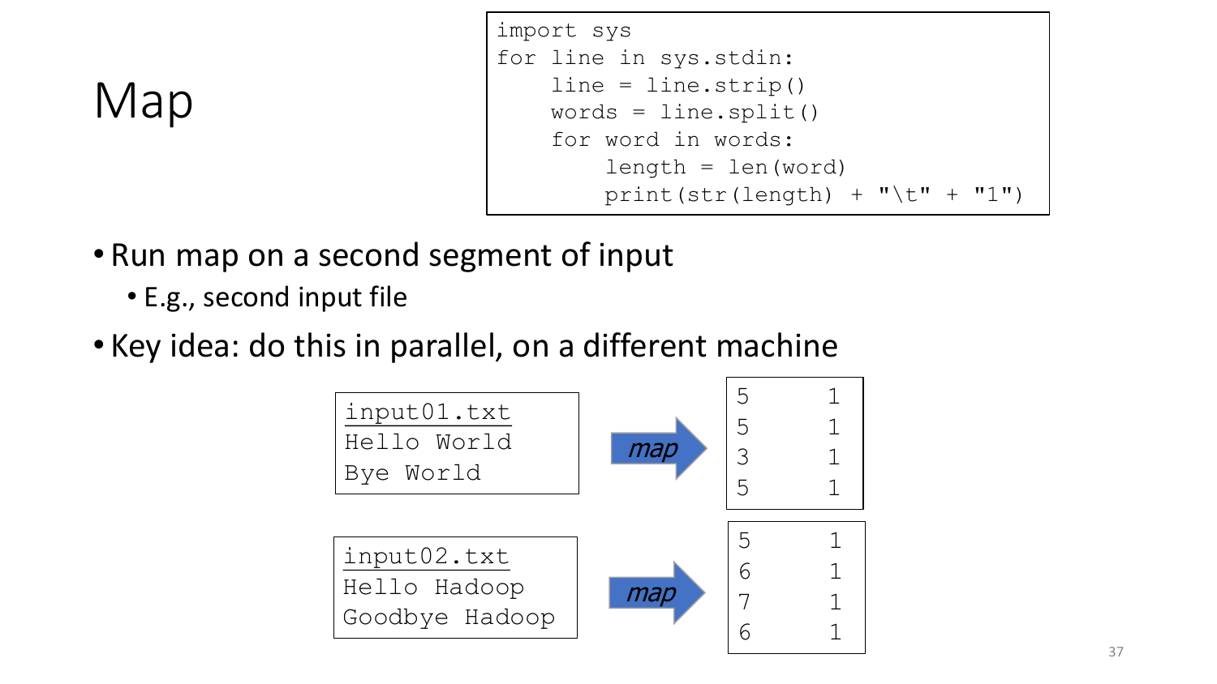# Map

```
import sys
for line in sys.stdin:
    line = line.strip()
    words = line.split()
    for word in words:
        length = len(word)
        print(str(length) + "\t" + "1")
```

- Run map on a second segment of input
  - E.g., second input file
- Key idea: do this in parallel, on a different machine

```
input01.txt
Hello World
Bye World
```

*map* →

```
5	1
5	1
3	1
5	1
```

```
input02.txt
Hello Hadoop
Goodbye Hadoop
```

*map* →

```
5	1
6	1
7	1
6	1
```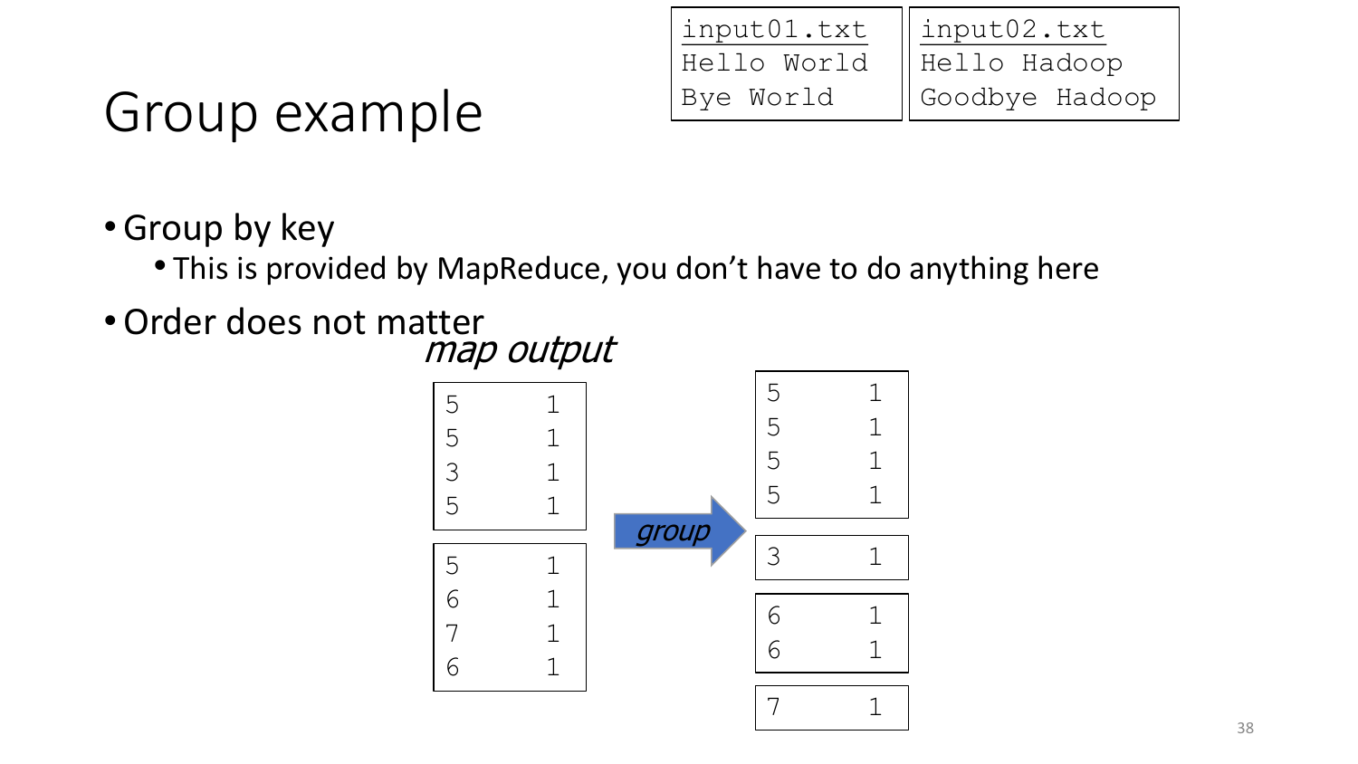# Group example

```
input01.txt
Hello World
Bye World
```

```
input02.txt
Hello Hadoop
Goodbye Hadoop
```

- Group by key
  - This is provided by MapReduce, you don't have to do anything here
- Order does not matter

*map output*

```
5    1
5    1
3    1
5    1
```

```
5    1
6    1
7    1
6    1
```

*group* →

```
5    1
5    1
5    1
5    1
```

```
3    1
```

```
6    1
6    1
```

```
7    1
```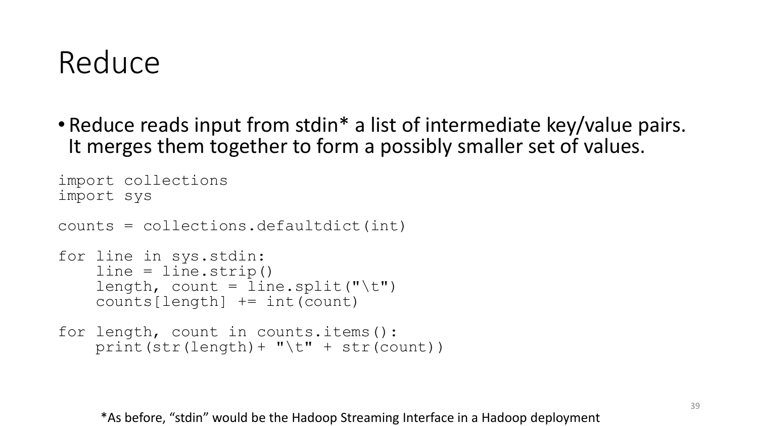# Reduce

- Reduce reads input from stdin* a list of intermediate key/value pairs. It merges them together to form a possibly smaller set of values.

```
import collections
import sys

counts = collections.defaultdict(int)

for line in sys.stdin:
    line = line.strip()
    length, count = line.split("\t")
    counts[length] += int(count)

for length, count in counts.items():
    print(str(length)+ "\t" + str(count))
```

*As before, “stdin” would be the Hadoop Streaming Interface in a Hadoop deployment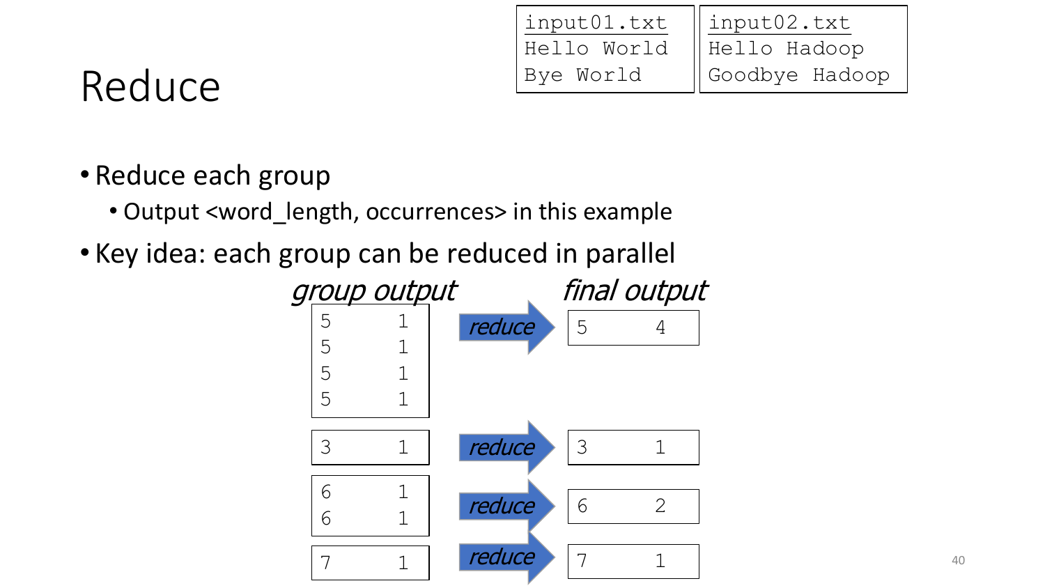# Reduce

```
input01.txt
Hello World
Bye World
```

```
input02.txt
Hello Hadoop
Goodbye Hadoop
```

- Reduce each group
  - Output <word_length, occurrences> in this example
- Key idea: each group can be reduced in parallel

*group output* → *reduce* → *final output*

| group output | | | final output | |
|---|---|---|---|---|
| 5 | 1 | *reduce* | 5 | 4 |
| 5 | 1 | | | |
| 5 | 1 | | | |
| 5 | 1 | | | |
| 3 | 1 | *reduce* | 3 | 1 |
| 6 | 1 | *reduce* | 6 | 2 |
| 6 | 1 | | | |
| 7 | 1 | *reduce* | 7 | 1 |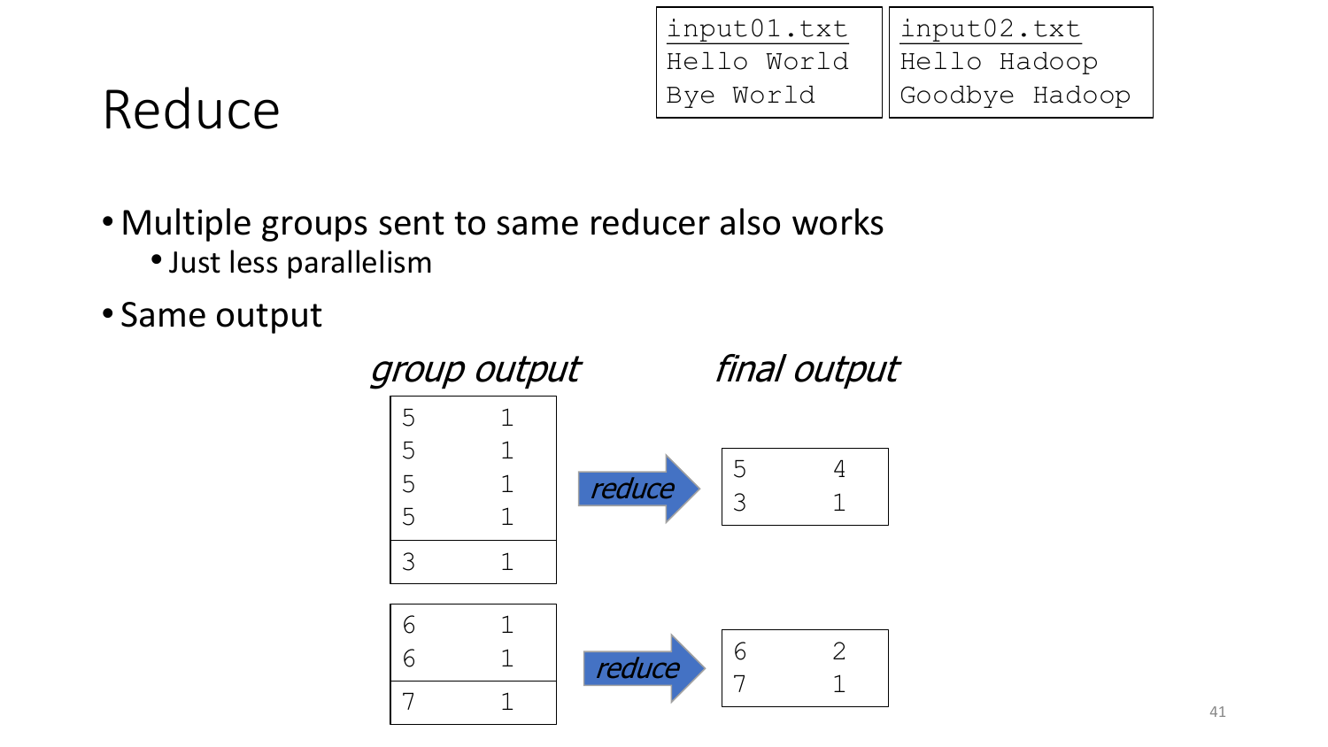# Reduce

```
input01.txt
Hello World
Bye World
```

```
input02.txt
Hello Hadoop
Goodbye Hadoop
```

- Multiple groups sent to same reducer also works
  - Just less parallelism
- Same output

*group output* → *reduce* → *final output*

| group output | | | final output | |
|---|---|---|---|---|
| 5 | 1 | | 5 | 4 |
| 5 | 1 | | 3 | 1 |
| 5 | 1 | | | |
| 5 | 1 | | | |
| 3 | 1 | | | |

| group output | | | final output | |
|---|---|---|---|---|
| 6 | 1 | | 6 | 2 |
| 6 | 1 | | 7 | 1 |
| 7 | 1 | | | |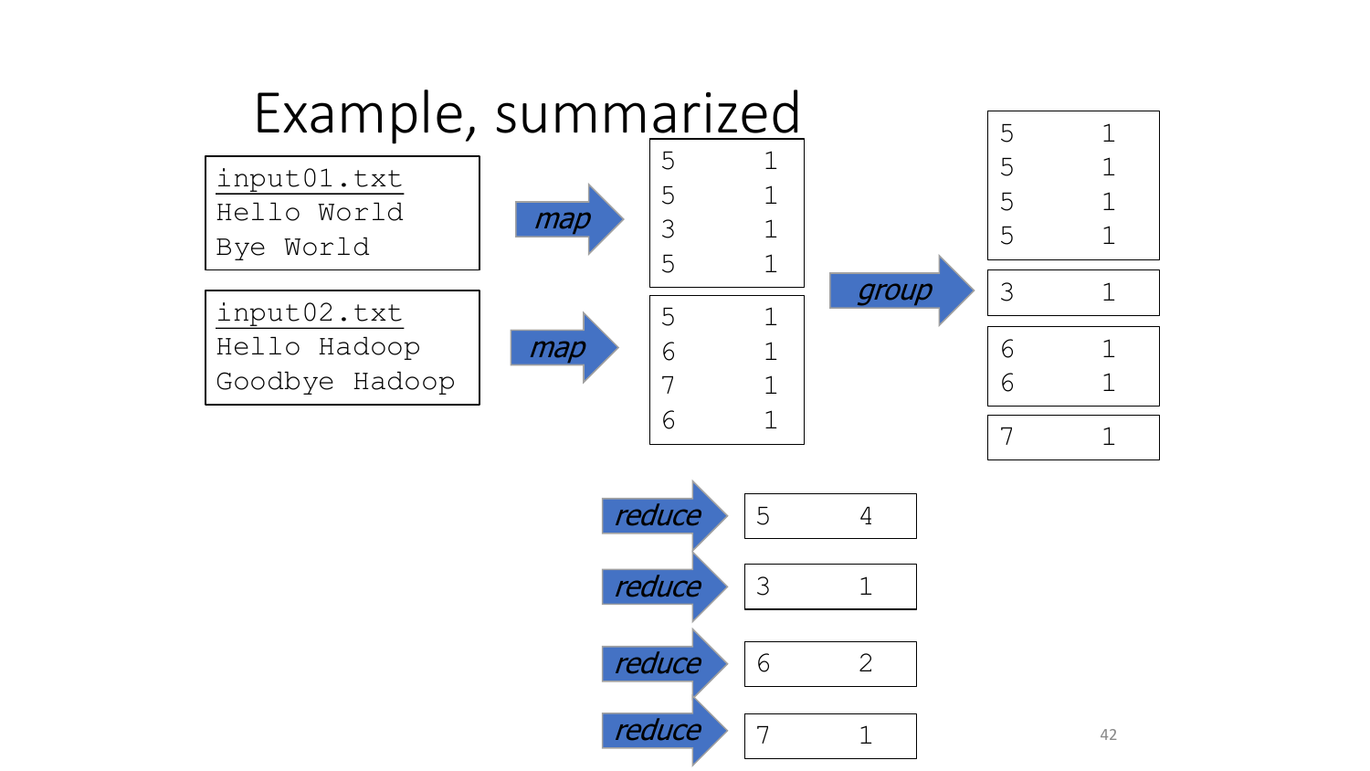# Example, summarized

```
input01.txt
Hello World
Bye World
```

```
input02.txt
Hello Hadoop
Goodbye Hadoop
```

**map** →

| | |
|---|---|
| 5 | 1 |
| 5 | 1 |
| 3 | 1 |
| 5 | 1 |

**map** →

| | |
|---|---|
| 5 | 1 |
| 6 | 1 |
| 7 | 1 |
| 6 | 1 |

**group** →

| | |
|---|---|
| 5 | 1 |
| 5 | 1 |
| 5 | 1 |
| 5 | 1 |

| | |
|---|---|
| 3 | 1 |

| | |
|---|---|
| 6 | 1 |
| 6 | 1 |

| | |
|---|---|
| 7 | 1 |

**reduce** → 5 4

**reduce** → 3 1

**reduce** → 6 2

**reduce** → 7 1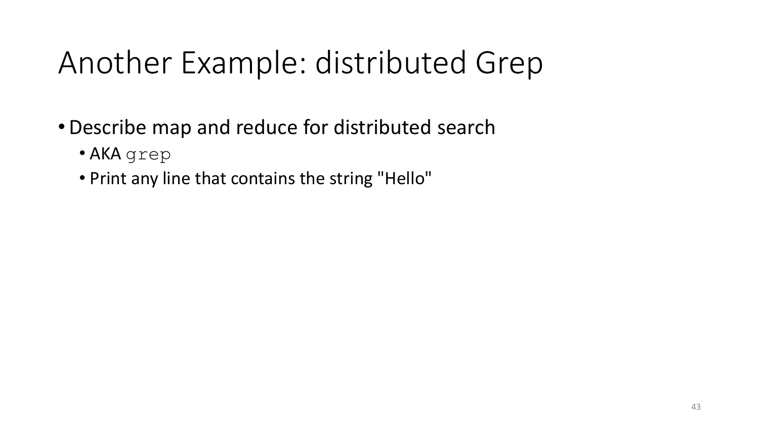# Another Example: distributed Grep

- Describe map and reduce for distributed search
  - AKA `grep`
  - Print any line that contains the string "Hello"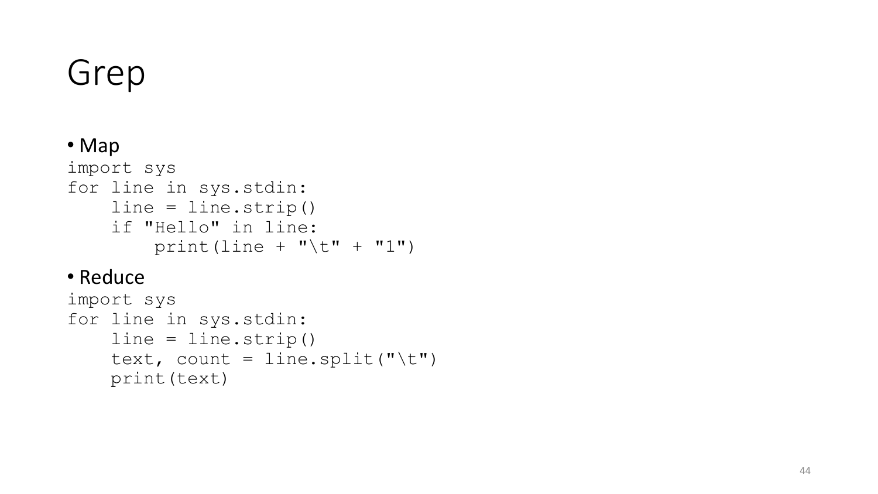# Grep

- Map

```
import sys
for line in sys.stdin:
    line = line.strip()
    if "Hello" in line:
        print(line + "\t" + "1")
```

- Reduce

```
import sys
for line in sys.stdin:
    line = line.strip()
    text, count = line.split("\t")
    print(text)
```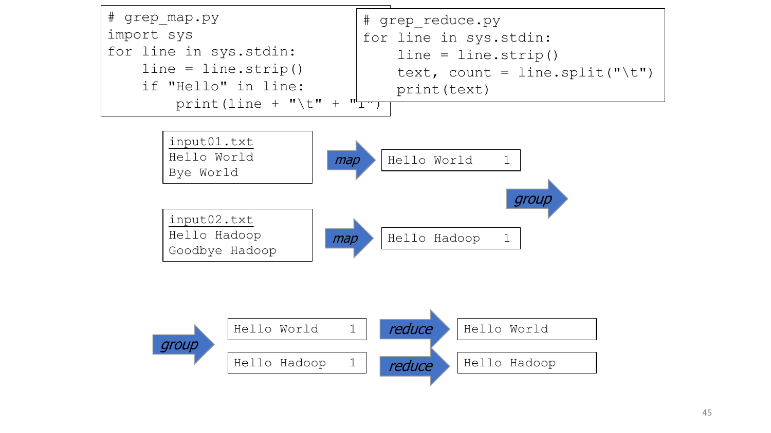```python
# grep_map.py
import sys
for line in sys.stdin:
    line = line.strip()
    if "Hello" in line:
        print(line + "\t" + "1")
```

```python
# grep_reduce.py
for line in sys.stdin:
    line = line.strip()
    text, count = line.split("\t")
    print(text)
```

```
input01.txt
Hello World
Bye World
```

**map** →

```
Hello World     1
```

```
input02.txt
Hello Hadoop
Goodbye Hadoop
```

**map** →

```
Hello Hadoop     1
```

**group** →

```
Hello World     1
Hello Hadoop    1
```

**reduce** →

```
Hello World
Hello Hadoop
```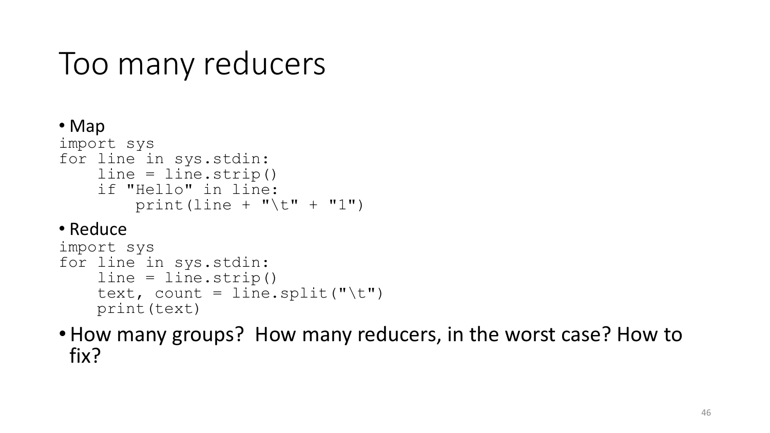# Too many reducers

- Map

```
import sys
for line in sys.stdin:
    line = line.strip()
    if "Hello" in line:
        print(line + "\t" + "1")
```

- Reduce

```
import sys
for line in sys.stdin:
    line = line.strip()
    text, count = line.split("\t")
    print(text)
```

- How many groups? How many reducers, in the worst case? How to fix?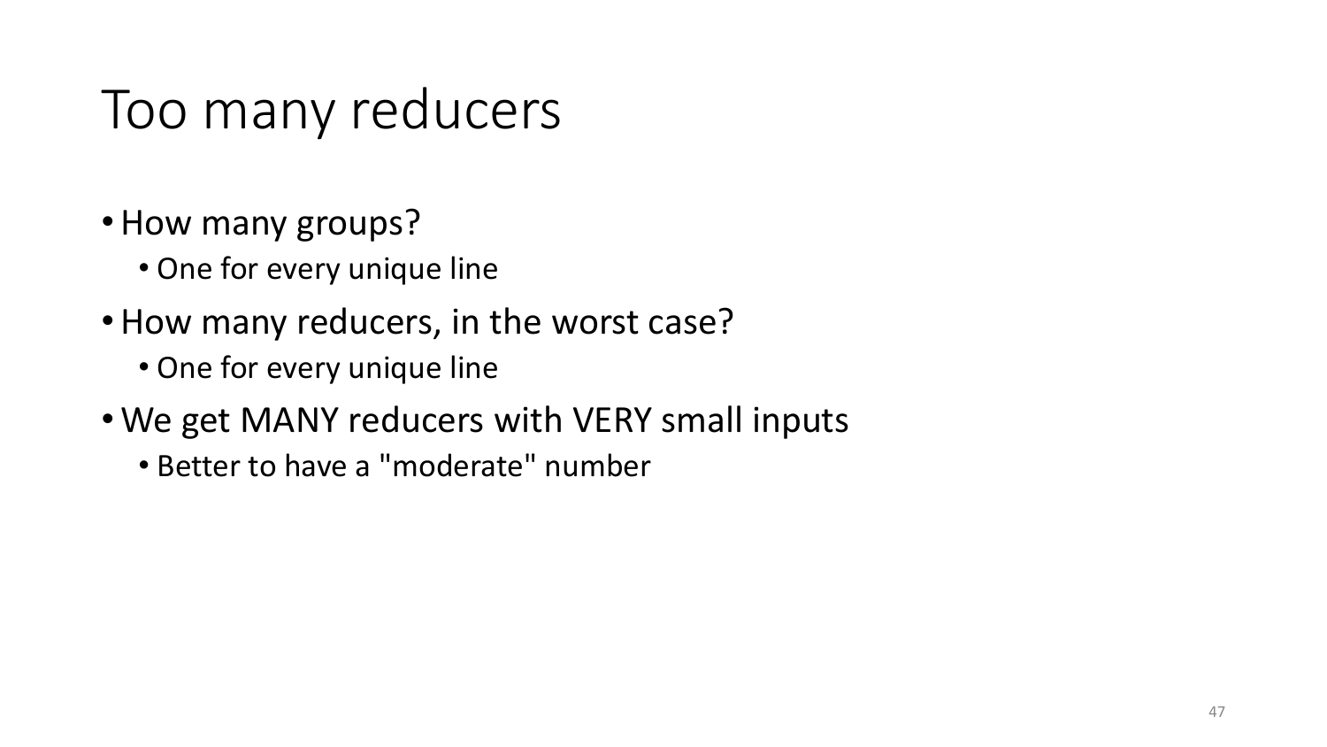# Too many reducers

- How many groups?
  - One for every unique line
- How many reducers, in the worst case?
  - One for every unique line
- We get MANY reducers with VERY small inputs
  - Better to have a "moderate" number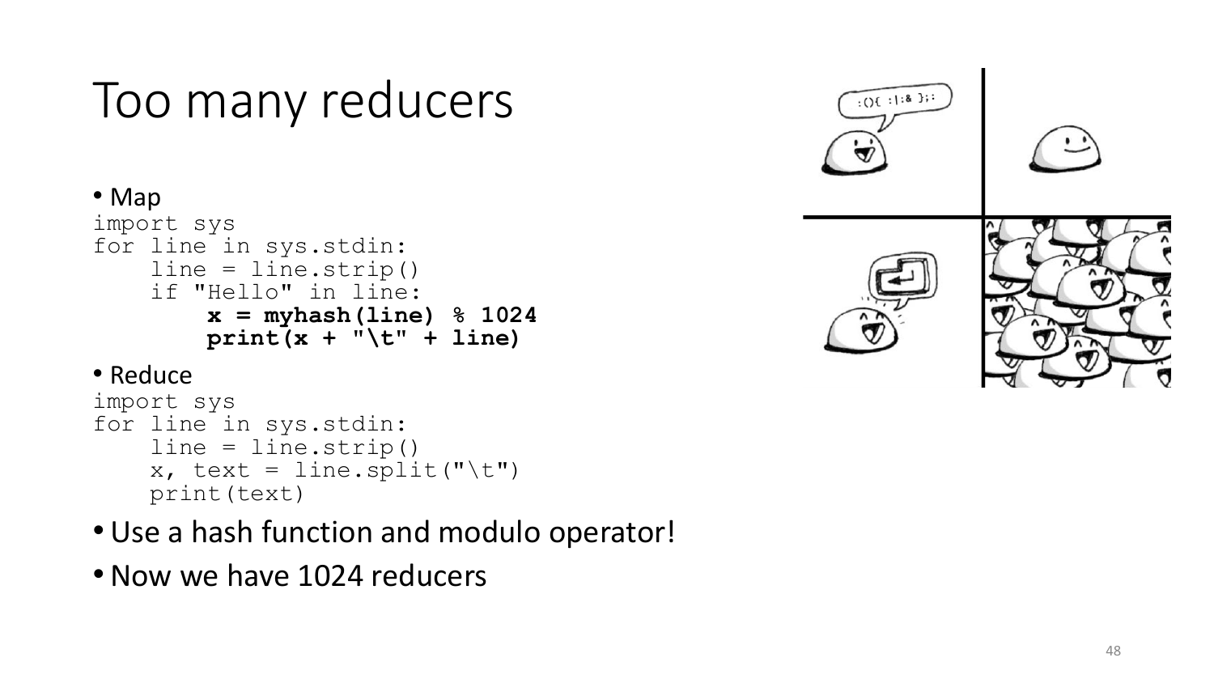# Too many reducers

- Map

```
import sys
for line in sys.stdin:
    line = line.strip()
    if "Hello" in line:
        x = myhash(line) % 1024
        print(x + "\t" + line)
```

- Reduce

```
import sys
for line in sys.stdin:
    line = line.strip()
    x, text = line.split("\t")
    print(text)
```

- Use a hash function and modulo operator!
- Now we have 1024 reducers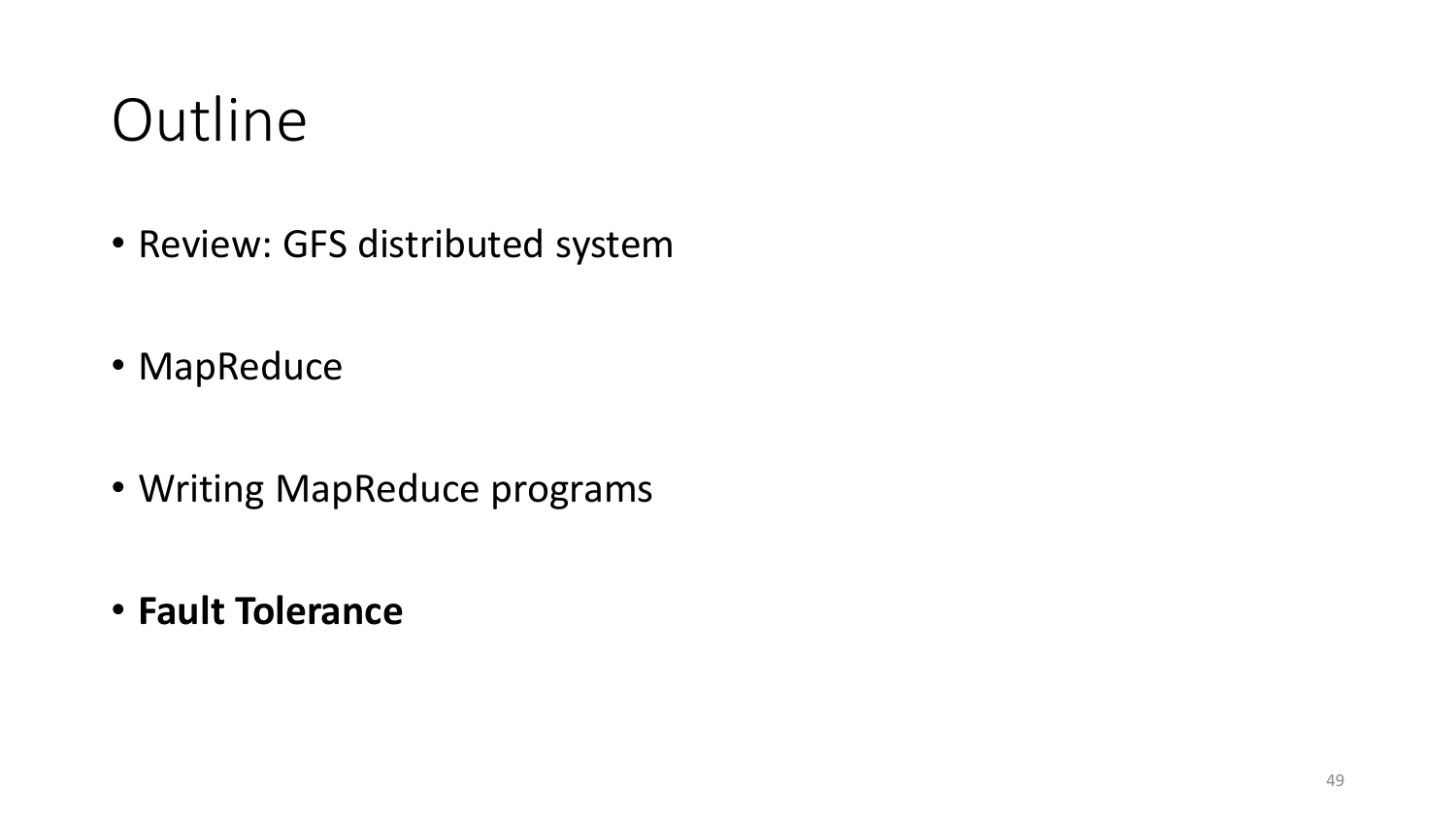# Outline

- Review: GFS distributed system
- MapReduce
- Writing MapReduce programs
- **Fault Tolerance**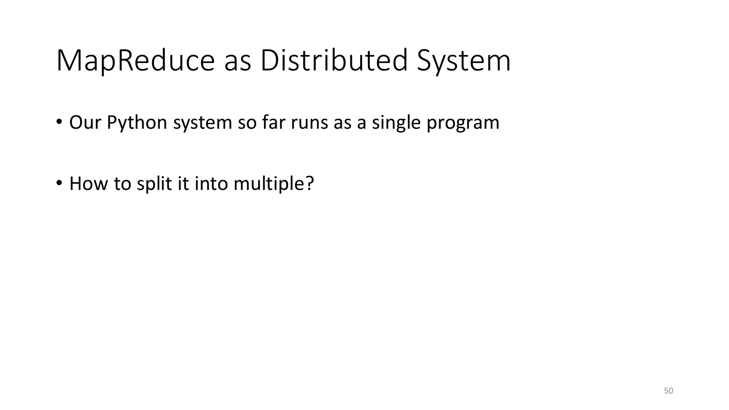# MapReduce as Distributed System

- Our Python system so far runs as a single program
- How to split it into multiple?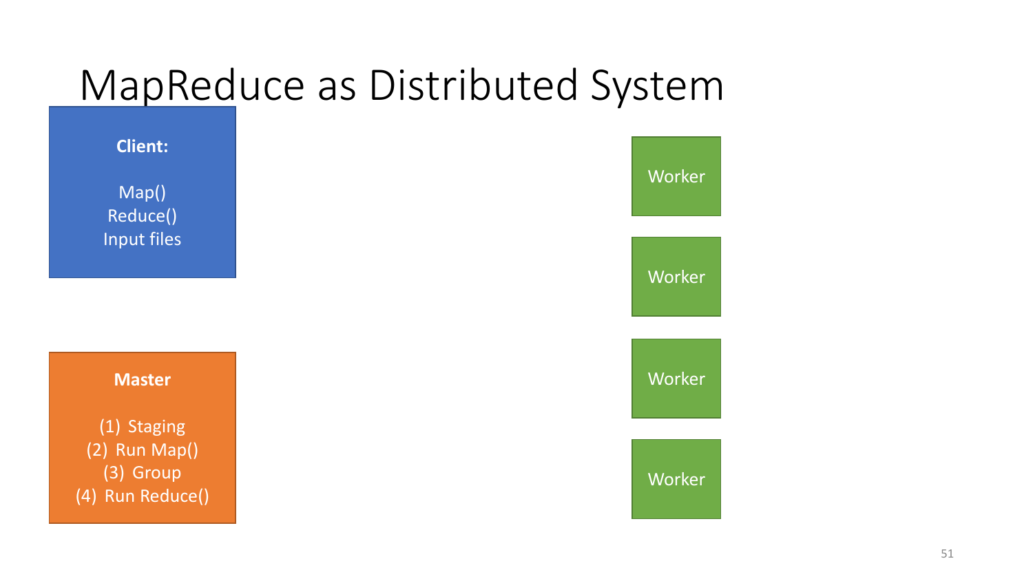# MapReduce as Distributed System

**Client:**

Map()
Reduce()
Input files

**Master**

(1) Staging
(2) Run Map()
(3) Group
(4) Run Reduce()

Worker

Worker

Worker

Worker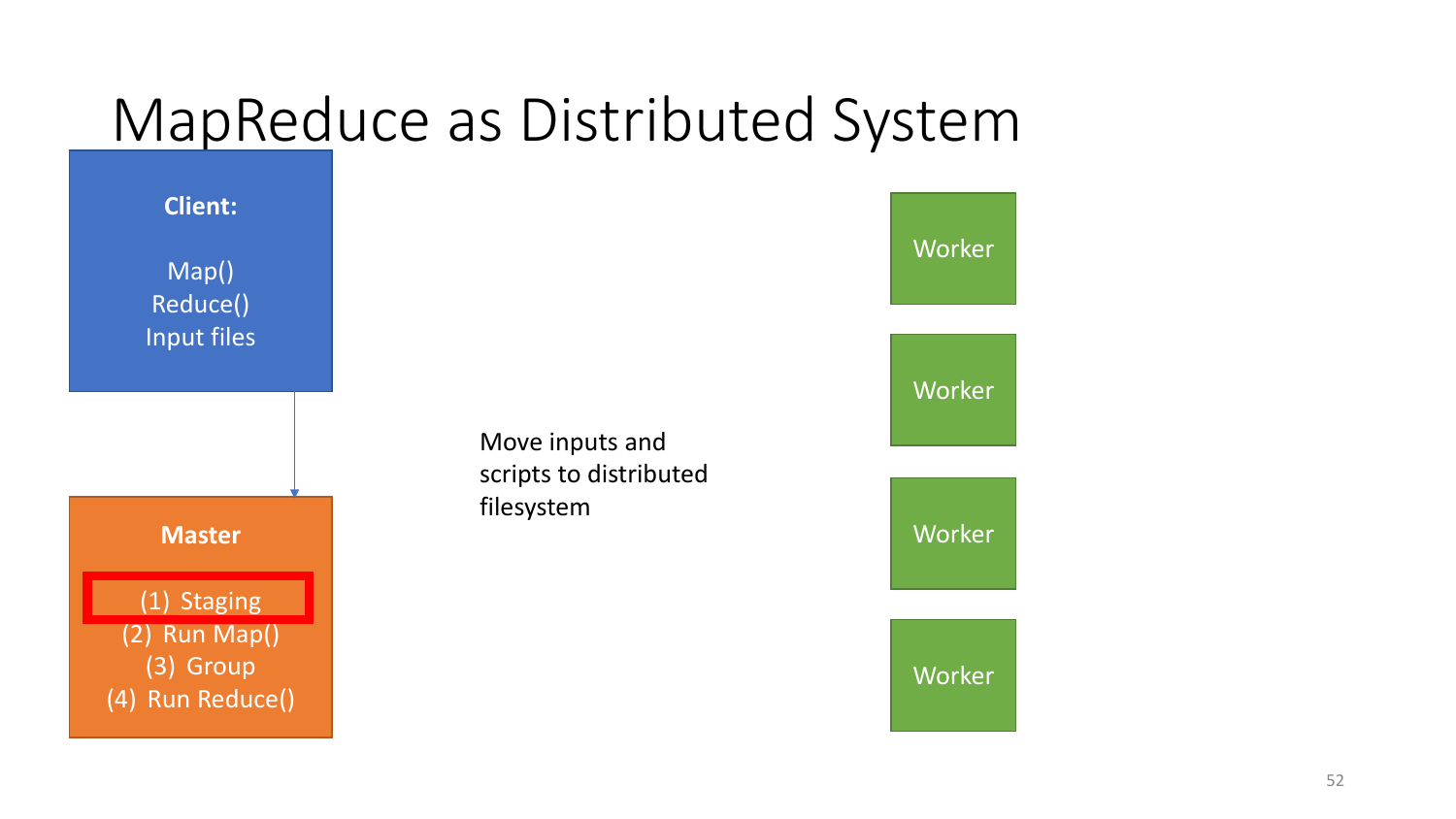# MapReduce as Distributed System

**Client:**

Map()
Reduce()
Input files

**Master**

(1) Staging
(2) Run Map()
(3) Group
(4) Run Reduce()

Move inputs and scripts to distributed filesystem

Worker

Worker

Worker

Worker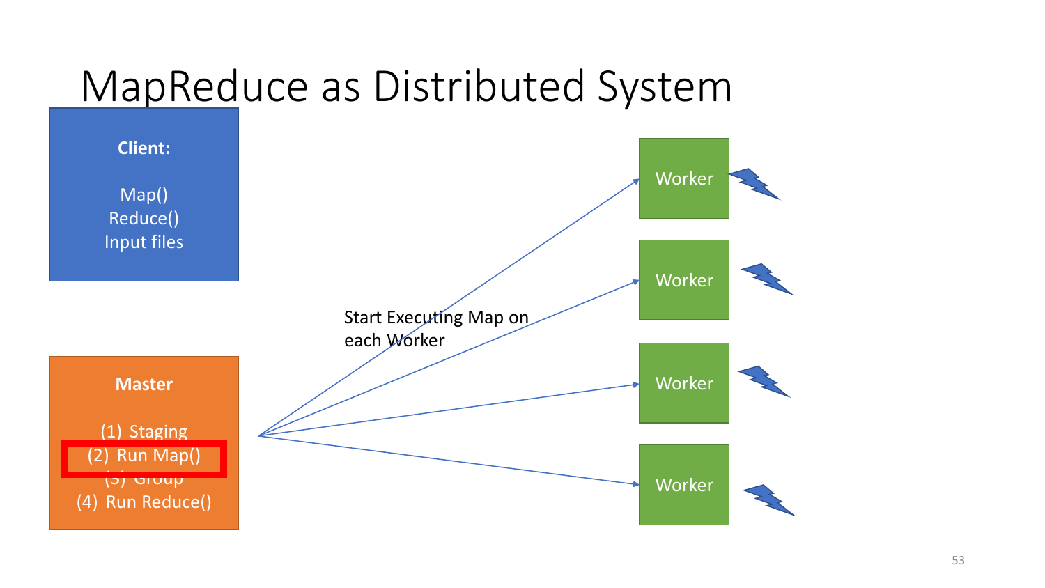# MapReduce as Distributed System

**Client:**

Map()
Reduce()
Input files

**Master**

(1) Staging
(2) Run Map()
(3) Group
(4) Run Reduce()

Start Executing Map on each Worker

Worker

Worker

Worker

Worker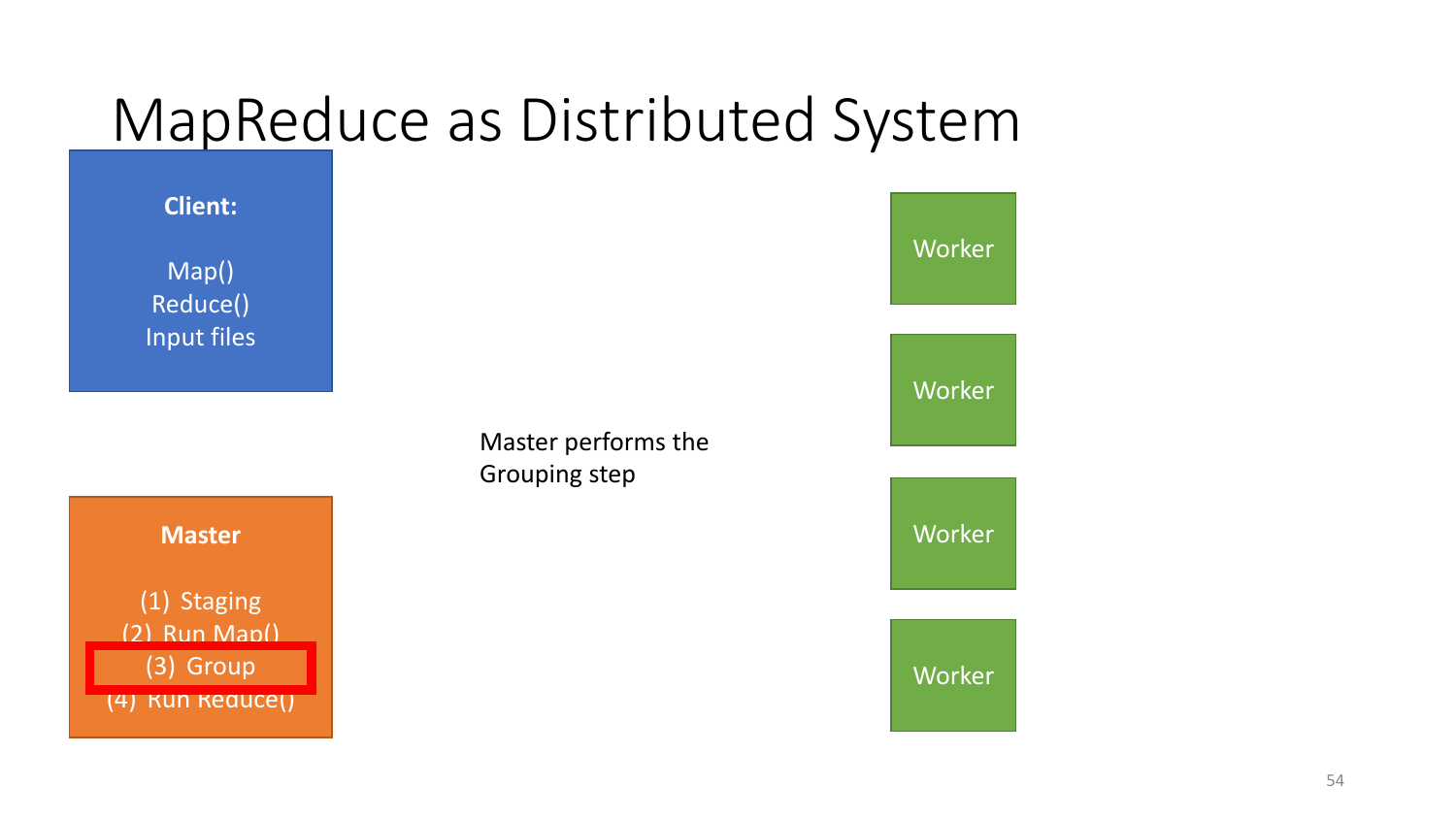# MapReduce as Distributed System

**Client:**

Map()
Reduce()
Input files

**Master**

1. Staging
2. Run Map()
3. Group
4. Run Reduce()

Master performs the Grouping step

Worker

Worker

Worker

Worker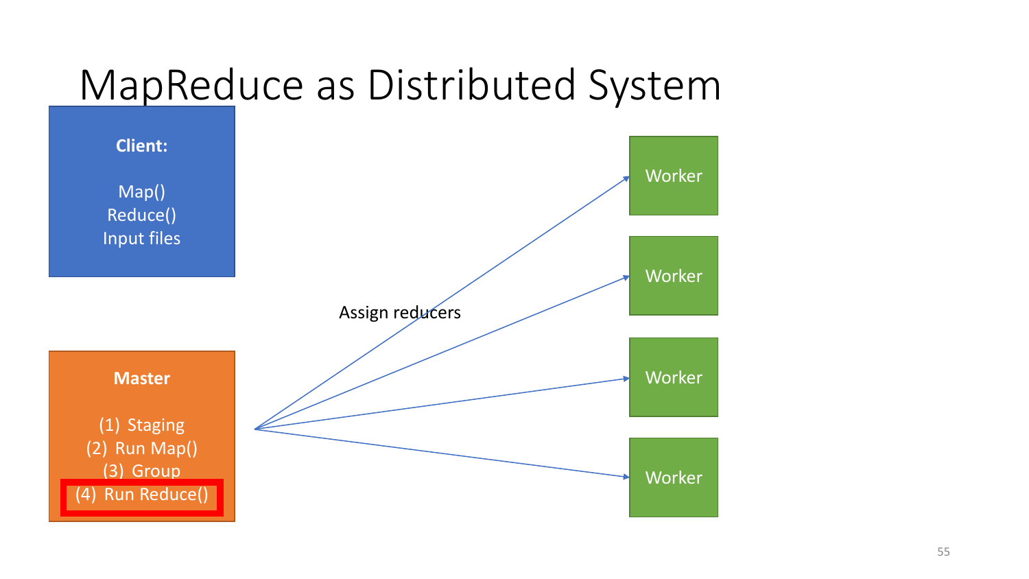# MapReduce as Distributed System

**Client:**

Map()
Reduce()
Input files

**Master**

(1) Staging
(2) Run Map()
(3) Group
(4) Run Reduce()

Assign reducers

Worker

Worker

Worker

Worker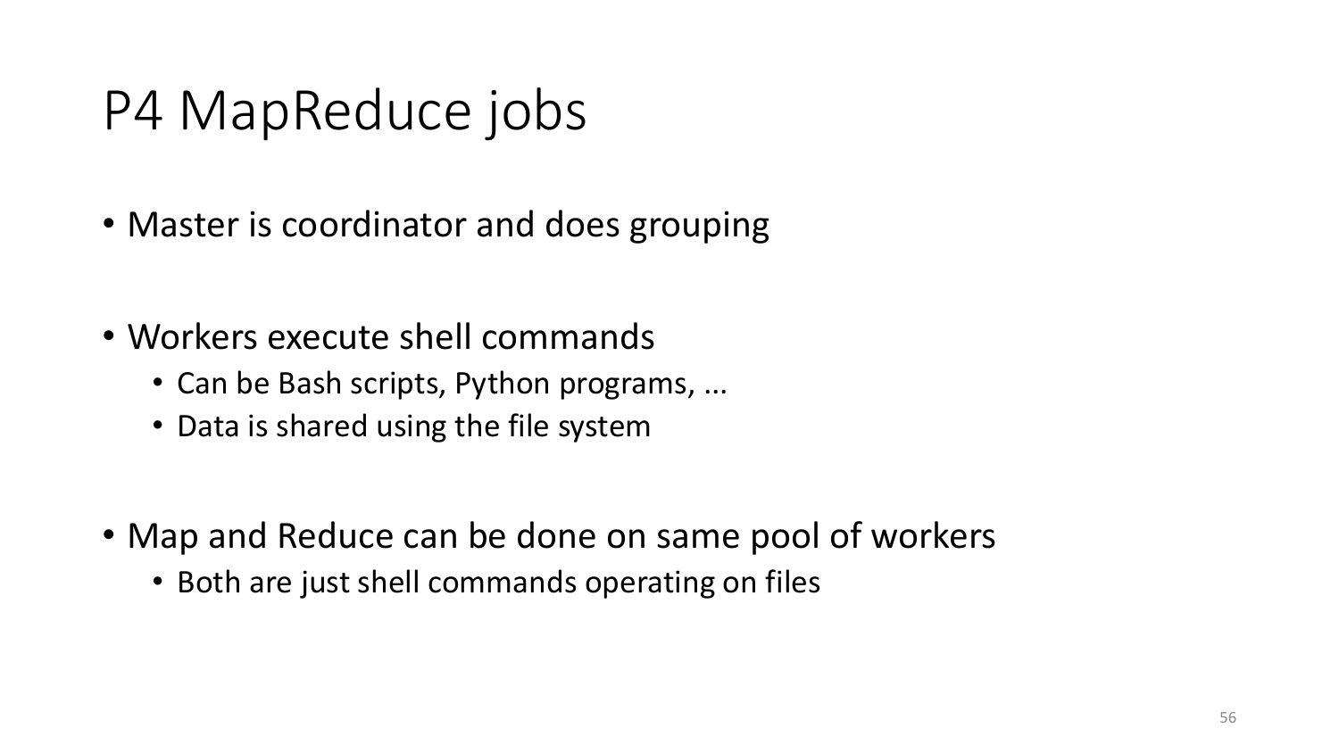# P4 MapReduce jobs

- Master is coordinator and does grouping

- Workers execute shell commands
  - Can be Bash scripts, Python programs, ...
  - Data is shared using the file system

- Map and Reduce can be done on same pool of workers
  - Both are just shell commands operating on files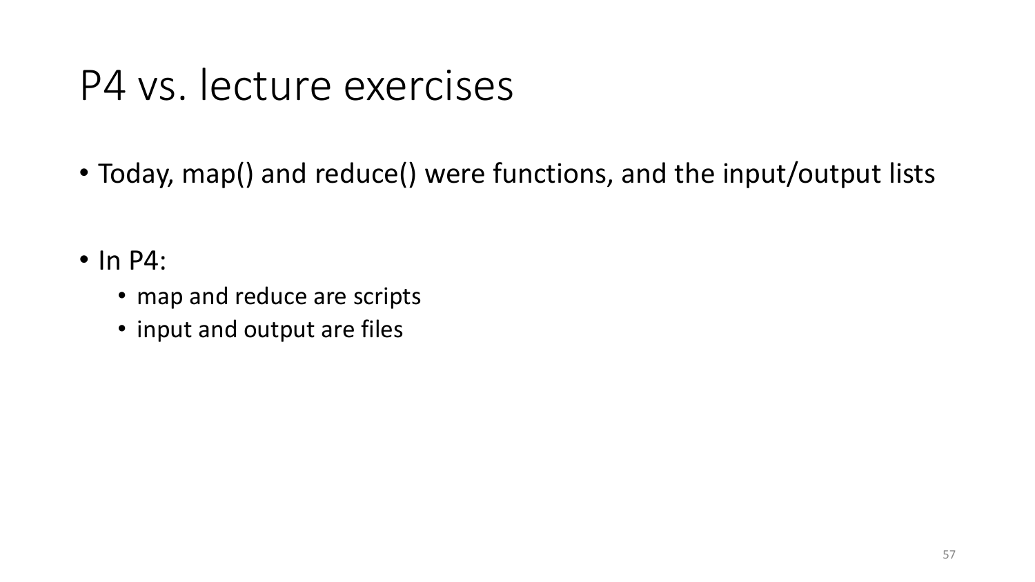# P4 vs. lecture exercises

- Today, map() and reduce() were functions, and the input/output lists

- In P4:
  - map and reduce are scripts
  - input and output are files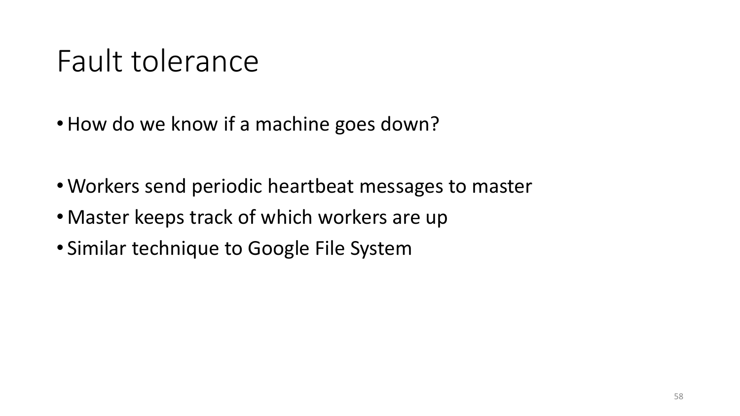# Fault tolerance

- How do we know if a machine goes down?

- Workers send periodic heartbeat messages to master
- Master keeps track of which workers are up
- Similar technique to Google File System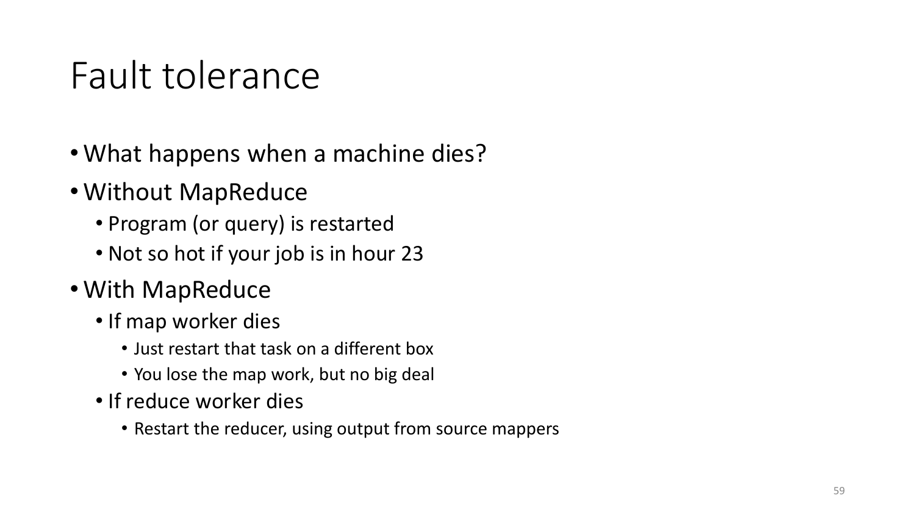# Fault tolerance

- What happens when a machine dies?
- Without MapReduce
  - Program (or query) is restarted
  - Not so hot if your job is in hour 23
- With MapReduce
  - If map worker dies
    - Just restart that task on a different box
    - You lose the map work, but no big deal
  - If reduce worker dies
    - Restart the reducer, using output from source mappers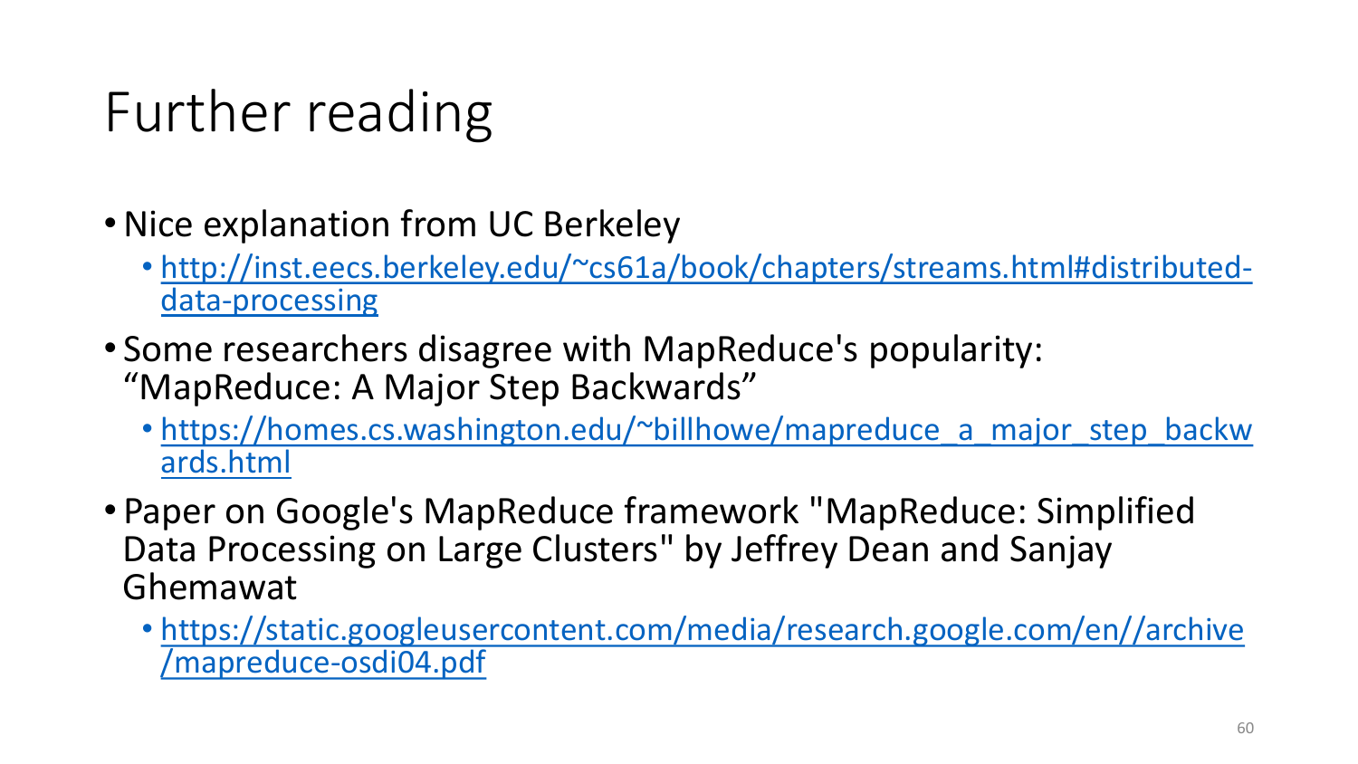# Further reading

- Nice explanation from UC Berkeley
  - http://inst.eecs.berkeley.edu/~cs61a/book/chapters/streams.html#distributed-data-processing
- Some researchers disagree with MapReduce's popularity: “MapReduce: A Major Step Backwards”
  - https://homes.cs.washington.edu/~billhowe/mapreduce_a_major_step_backwards.html
- Paper on Google's MapReduce framework "MapReduce: Simplified Data Processing on Large Clusters" by Jeffrey Dean and Sanjay Ghemawat
  - https://static.googleusercontent.com/media/research.google.com/en//archive/mapreduce-osdi04.pdf